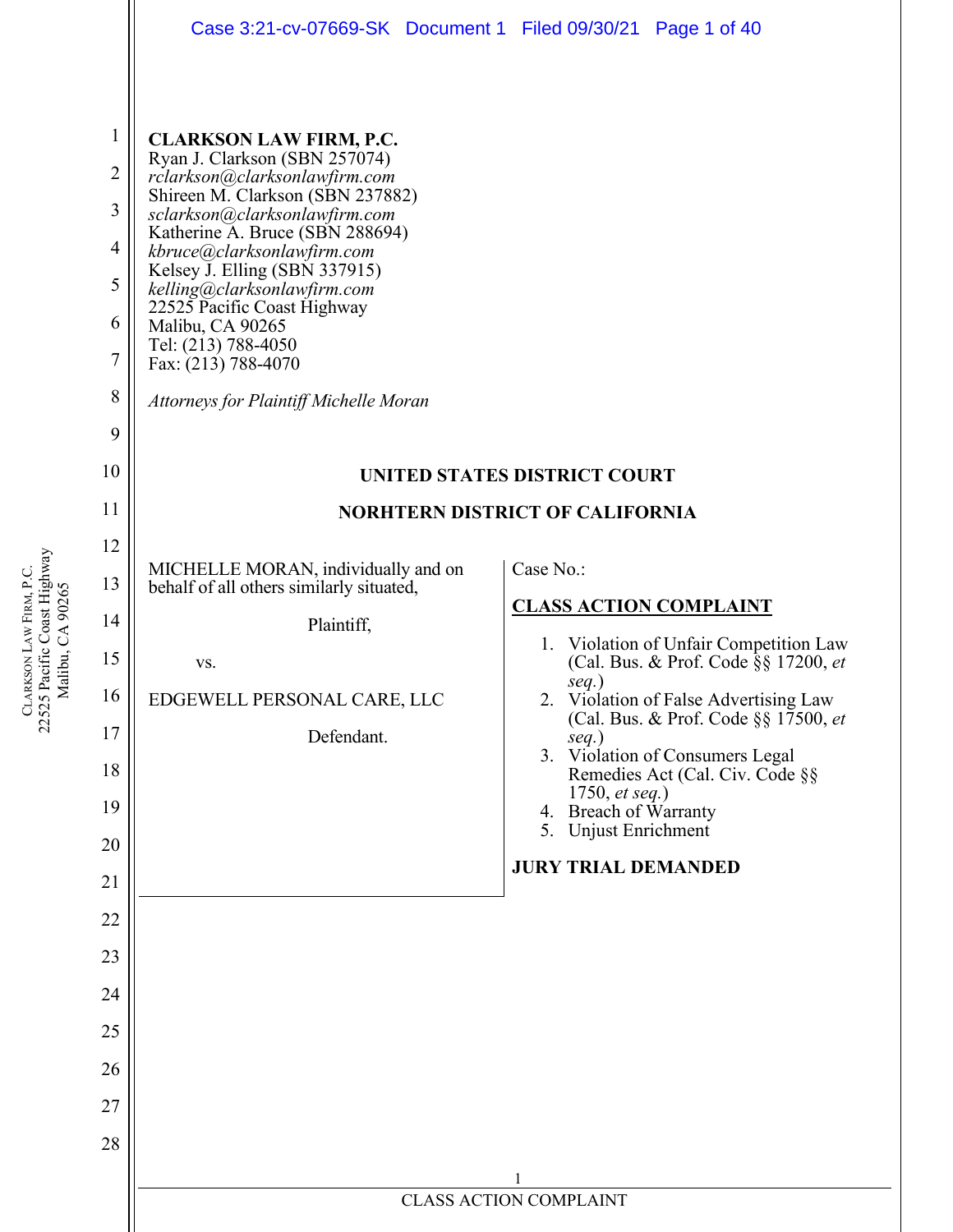**CLARKSON LAW FIRM, P.C.**
Ryan J. Clarkson (SBN 257074)
*rclarkson@clarksonlawfirm.com*
Shireen M. Clarkson (SBN 237882)
*sclarkson@clarksonlawfirm.com*
Katherine A. Bruce (SBN 288694)
*kbruce@clarksonlawfirm.com*
Kelsey J. Elling (SBN 337915)
*kelling@clarksonlawfirm.com*
22525 Pacific Coast Highway
Malibu, CA 90265
Tel: (213) 788-4050
Fax: (213) 788-4070

*Attorneys for Plaintiff Michelle Moran*

**UNITED STATES DISTRICT COURT**

**NORHTERN DISTRICT OF CALIFORNIA**

MICHELLE MORAN, individually and on behalf of all others similarly situated,

Plaintiff,

vs.

EDGEWELL PERSONAL CARE, LLC

Defendant.

Case No.:

**CLASS ACTION COMPLAINT**

1. Violation of Unfair Competition Law (Cal. Bus. & Prof. Code §§ 17200, *et seq.*)
2. Violation of False Advertising Law (Cal. Bus. & Prof. Code §§ 17500, *et seq.*)
3. Violation of Consumers Legal Remedies Act (Cal. Civ. Code §§ 1750, *et seq.*)
4. Breach of Warranty
5. Unjust Enrichment

**JURY TRIAL DEMANDED**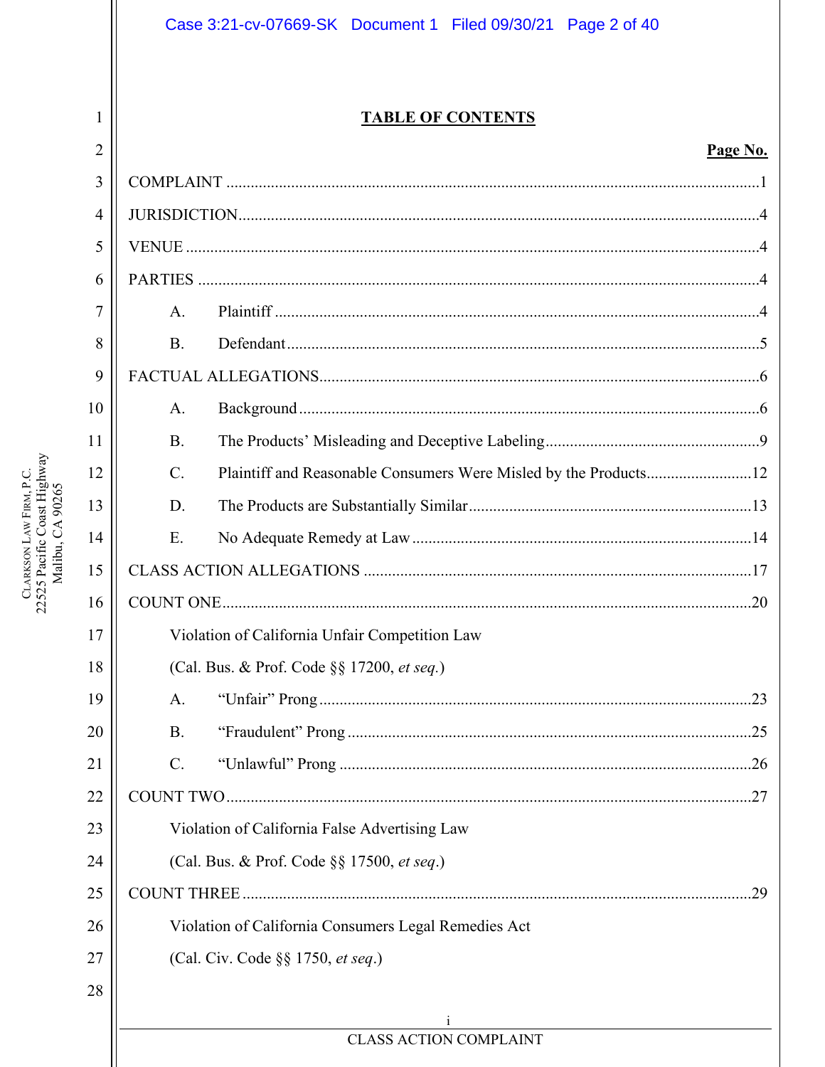**TABLE OF CONTENTS**

| | Page No. |
|---|---|
| COMPLAINT | 1 |
| JURISDICTION | 4 |
| VENUE | 4 |
| PARTIES | 4 |
| A. Plaintiff | 4 |
| B. Defendant | 5 |
| FACTUAL ALLEGATIONS | 6 |
| A. Background | 6 |
| B. The Products' Misleading and Deceptive Labeling | 9 |
| C. Plaintiff and Reasonable Consumers Were Misled by the Products | 12 |
| D. The Products are Substantially Similar | 13 |
| E. No Adequate Remedy at Law | 14 |
| CLASS ACTION ALLEGATIONS | 17 |
| COUNT ONE | 20 |
| Violation of California Unfair Competition Law (Cal. Bus. & Prof. Code §§ 17200, *et seq.*) | |
| A. "Unfair" Prong | 23 |
| B. "Fraudulent" Prong | 25 |
| C. "Unlawful" Prong | 26 |
| COUNT TWO | 27 |
| Violation of California False Advertising Law (Cal. Bus. & Prof. Code §§ 17500, *et seq*.) | |
| COUNT THREE | 29 |
| Violation of California Consumers Legal Remedies Act (Cal. Civ. Code §§ 1750, *et seq*.) | |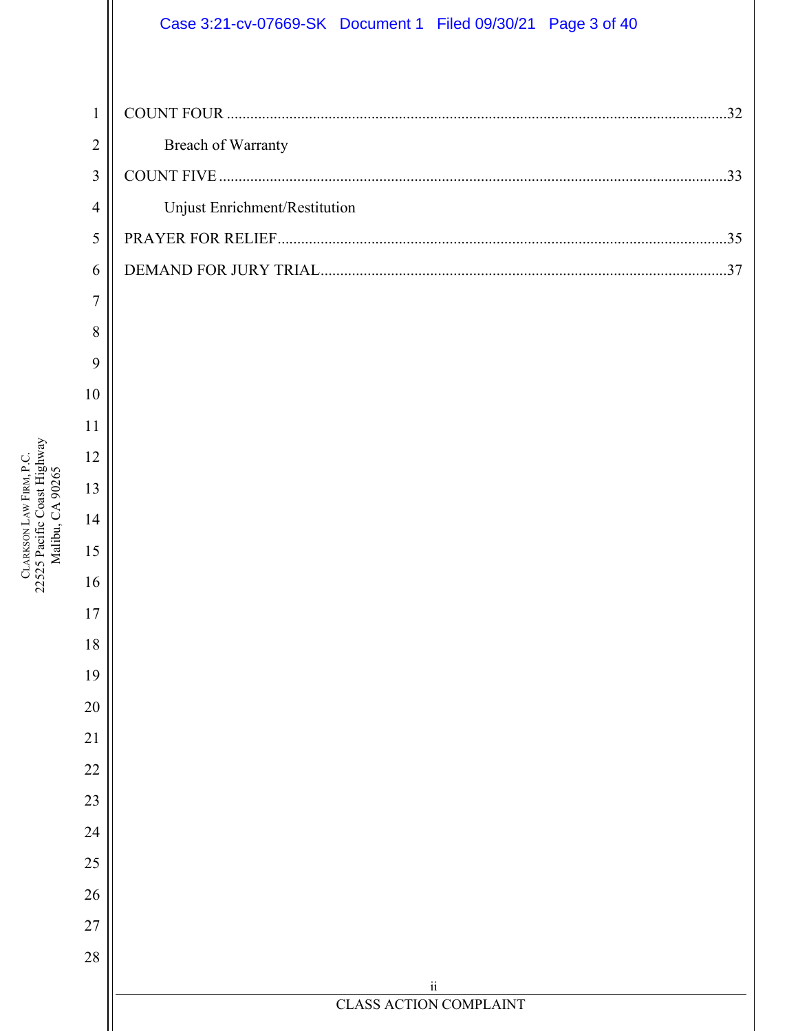COUNT FOUR ....................................................................................................................................32

Breach of Warranty

COUNT FIVE ....................................................................................................................................33

Unjust Enrichment/Restitution

PRAYER FOR RELIEF....................................................................................................................35

DEMAND FOR JURY TRIAL.........................................................................................................37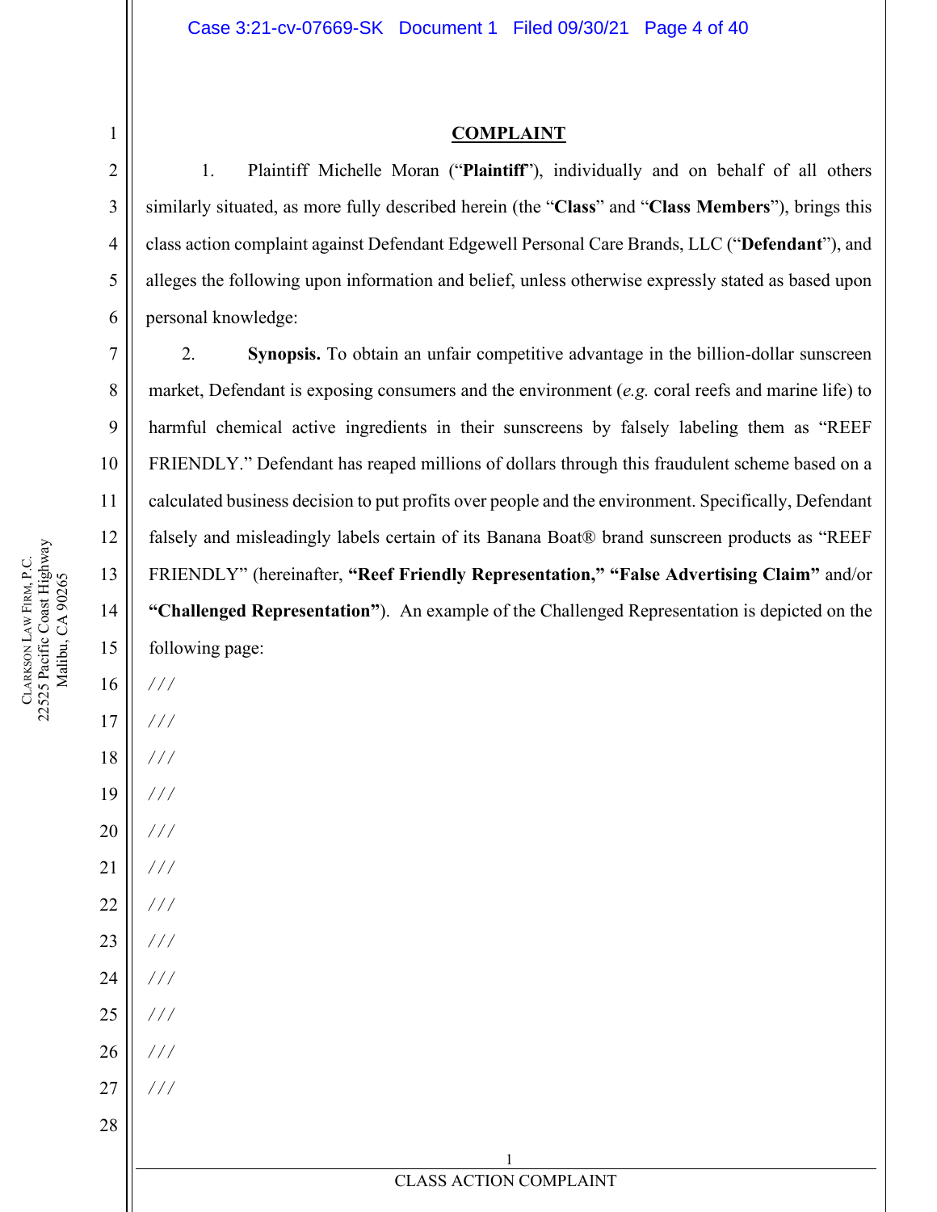# COMPLAINT

1. Plaintiff Michelle Moran ("**Plaintiff**"), individually and on behalf of all others similarly situated, as more fully described herein (the "**Class**" and "**Class Members**"), brings this class action complaint against Defendant Edgewell Personal Care Brands, LLC ("**Defendant**"), and alleges the following upon information and belief, unless otherwise expressly stated as based upon personal knowledge:

2. **Synopsis.** To obtain an unfair competitive advantage in the billion-dollar sunscreen market, Defendant is exposing consumers and the environment (*e.g.* coral reefs and marine life) to harmful chemical active ingredients in their sunscreens by falsely labeling them as "REEF FRIENDLY." Defendant has reaped millions of dollars through this fraudulent scheme based on a calculated business decision to put profits over people and the environment. Specifically, Defendant falsely and misleadingly labels certain of its Banana Boat® brand sunscreen products as "REEF FRIENDLY" (hereinafter, **"Reef Friendly Representation," "False Advertising Claim"** and/or **"Challenged Representation"**). An example of the Challenged Representation is depicted on the following page:

///

///

///

///

///

///

///

///

///

///

///

///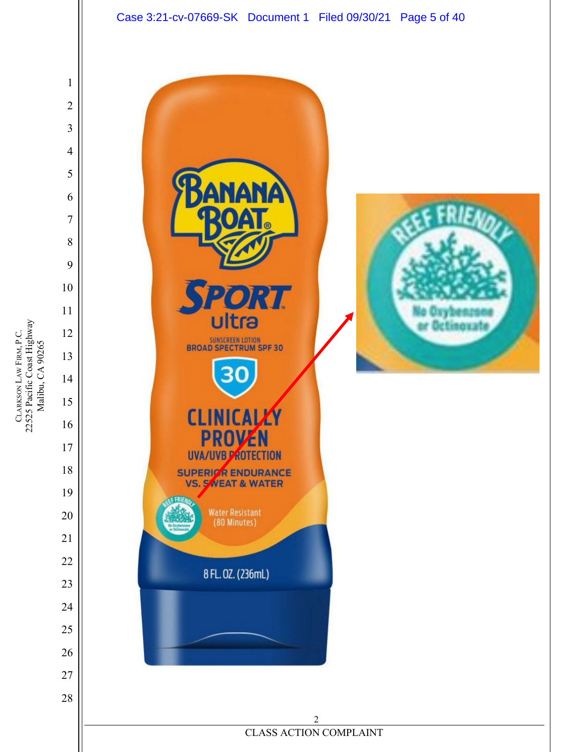BANANA BOAT®

SPORT™
ultra

SUNSCREEN LOTION
BROAD SPECTRUM SPF 30

30

CLINICALLY
PROVEN
UVA/UVB PROTECTION

SUPERIOR ENDURANCE
VS. SWEAT & WATER

REEF FRIENDLY
No Oxybenzone or Octinoxate

Water Resistant
(80 Minutes)

8 FL. OZ. (236mL)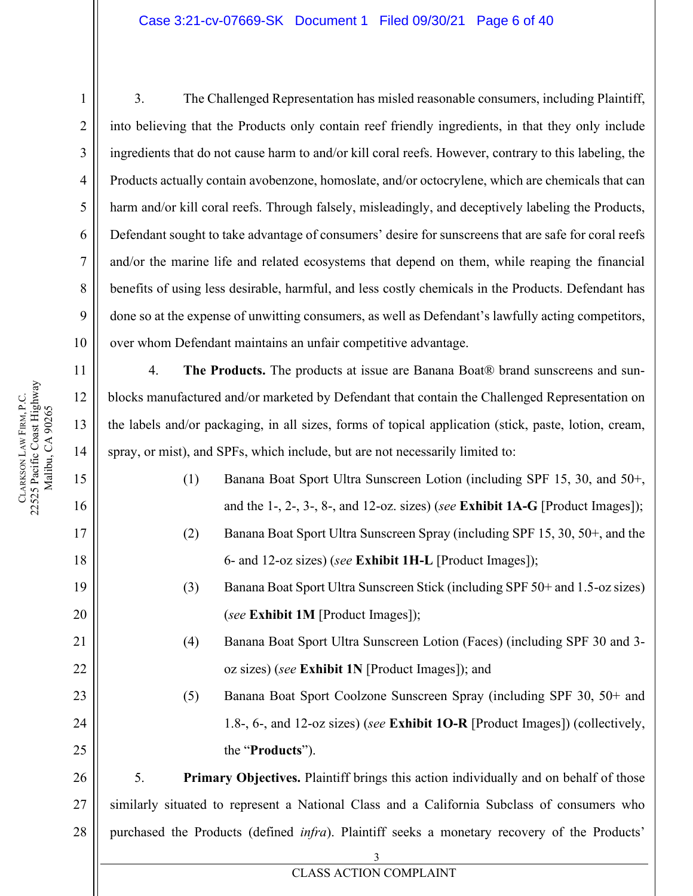3. The Challenged Representation has misled reasonable consumers, including Plaintiff, into believing that the Products only contain reef friendly ingredients, in that they only include ingredients that do not cause harm to and/or kill coral reefs. However, contrary to this labeling, the Products actually contain avobenzone, homoslate, and/or octocrylene, which are chemicals that can harm and/or kill coral reefs. Through falsely, misleadingly, and deceptively labeling the Products, Defendant sought to take advantage of consumers' desire for sunscreens that are safe for coral reefs and/or the marine life and related ecosystems that depend on them, while reaping the financial benefits of using less desirable, harmful, and less costly chemicals in the Products. Defendant has done so at the expense of unwitting consumers, as well as Defendant's lawfully acting competitors, over whom Defendant maintains an unfair competitive advantage.

4. **The Products.** The products at issue are Banana Boat® brand sunscreens and sun-blocks manufactured and/or marketed by Defendant that contain the Challenged Representation on the labels and/or packaging, in all sizes, forms of topical application (stick, paste, lotion, cream, spray, or mist), and SPFs, which include, but are not necessarily limited to:

(1) Banana Boat Sport Ultra Sunscreen Lotion (including SPF 15, 30, and 50+, and the 1-, 2-, 3-, 8-, and 12-oz. sizes) (*see* **Exhibit 1A-G** [Product Images]);

(2) Banana Boat Sport Ultra Sunscreen Spray (including SPF 15, 30, 50+, and the 6- and 12-oz sizes) (*see* **Exhibit 1H-L** [Product Images]);

(3) Banana Boat Sport Ultra Sunscreen Stick (including SPF 50+ and 1.5-oz sizes) (*see* **Exhibit 1M** [Product Images]);

(4) Banana Boat Sport Ultra Sunscreen Lotion (Faces) (including SPF 30 and 3-oz sizes) (*see* **Exhibit 1N** [Product Images]); and

(5) Banana Boat Sport Coolzone Sunscreen Spray (including SPF 30, 50+ and 1.8-, 6-, and 12-oz sizes) (*see* **Exhibit 1O-R** [Product Images]) (collectively, the "**Products**").

5. **Primary Objectives.** Plaintiff brings this action individually and on behalf of those similarly situated to represent a National Class and a California Subclass of consumers who purchased the Products (defined *infra*). Plaintiff seeks a monetary recovery of the Products'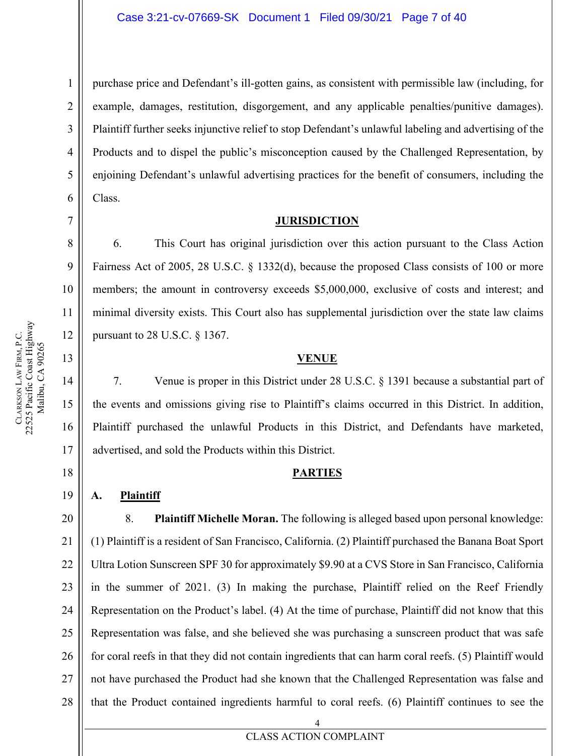purchase price and Defendant's ill-gotten gains, as consistent with permissible law (including, for example, damages, restitution, disgorgement, and any applicable penalties/punitive damages). Plaintiff further seeks injunctive relief to stop Defendant's unlawful labeling and advertising of the Products and to dispel the public's misconception caused by the Challenged Representation, by enjoining Defendant's unlawful advertising practices for the benefit of consumers, including the Class.

## JURISDICTION

6. This Court has original jurisdiction over this action pursuant to the Class Action Fairness Act of 2005, 28 U.S.C. § 1332(d), because the proposed Class consists of 100 or more members; the amount in controversy exceeds $5,000,000, exclusive of costs and interest; and minimal diversity exists. This Court also has supplemental jurisdiction over the state law claims pursuant to 28 U.S.C. § 1367.

## VENUE

7. Venue is proper in this District under 28 U.S.C. § 1391 because a substantial part of the events and omissions giving rise to Plaintiff's claims occurred in this District. In addition, Plaintiff purchased the unlawful Products in this District, and Defendants have marketed, advertised, and sold the Products within this District.

## PARTIES

### A. Plaintiff

8. **Plaintiff Michelle Moran.** The following is alleged based upon personal knowledge: (1) Plaintiff is a resident of San Francisco, California. (2) Plaintiff purchased the Banana Boat Sport Ultra Lotion Sunscreen SPF 30 for approximately $9.90 at a CVS Store in San Francisco, California in the summer of 2021. (3) In making the purchase, Plaintiff relied on the Reef Friendly Representation on the Product's label. (4) At the time of purchase, Plaintiff did not know that this Representation was false, and she believed she was purchasing a sunscreen product that was safe for coral reefs in that they did not contain ingredients that can harm coral reefs. (5) Plaintiff would not have purchased the Product had she known that the Challenged Representation was false and that the Product contained ingredients harmful to coral reefs. (6) Plaintiff continues to see the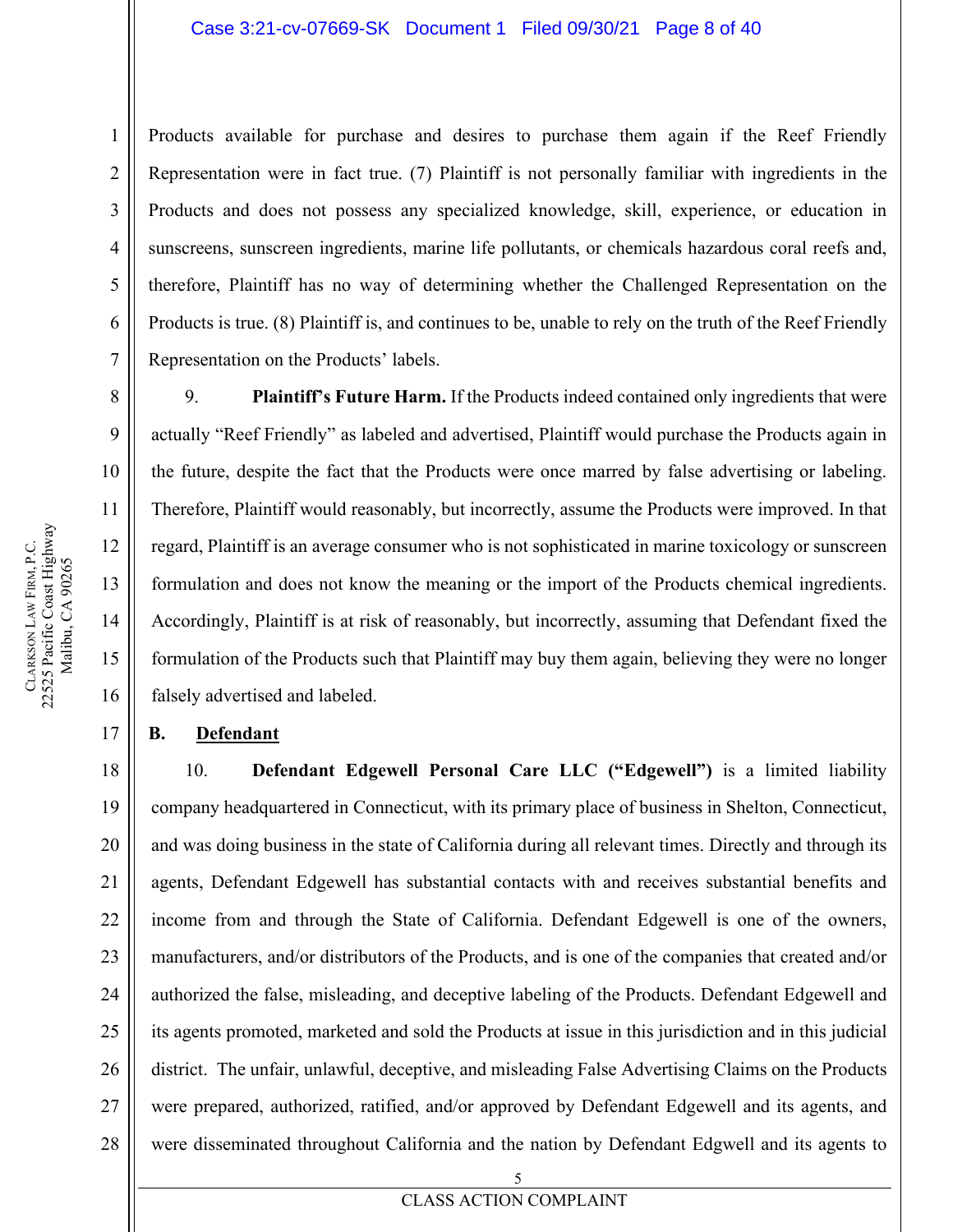Products available for purchase and desires to purchase them again if the Reef Friendly Representation were in fact true. (7) Plaintiff is not personally familiar with ingredients in the Products and does not possess any specialized knowledge, skill, experience, or education in sunscreens, sunscreen ingredients, marine life pollutants, or chemicals hazardous coral reefs and, therefore, Plaintiff has no way of determining whether the Challenged Representation on the Products is true. (8) Plaintiff is, and continues to be, unable to rely on the truth of the Reef Friendly Representation on the Products' labels.

9. **Plaintiff's Future Harm.** If the Products indeed contained only ingredients that were actually "Reef Friendly" as labeled and advertised, Plaintiff would purchase the Products again in the future, despite the fact that the Products were once marred by false advertising or labeling. Therefore, Plaintiff would reasonably, but incorrectly, assume the Products were improved. In that regard, Plaintiff is an average consumer who is not sophisticated in marine toxicology or sunscreen formulation and does not know the meaning or the import of the Products chemical ingredients. Accordingly, Plaintiff is at risk of reasonably, but incorrectly, assuming that Defendant fixed the formulation of the Products such that Plaintiff may buy them again, believing they were no longer falsely advertised and labeled.

**B. <u>Defendant</u>**

10. **Defendant Edgewell Personal Care LLC ("Edgewell")** is a limited liability company headquartered in Connecticut, with its primary place of business in Shelton, Connecticut, and was doing business in the state of California during all relevant times. Directly and through its agents, Defendant Edgewell has substantial contacts with and receives substantial benefits and income from and through the State of California. Defendant Edgewell is one of the owners, manufacturers, and/or distributors of the Products, and is one of the companies that created and/or authorized the false, misleading, and deceptive labeling of the Products. Defendant Edgewell and its agents promoted, marketed and sold the Products at issue in this jurisdiction and in this judicial district. The unfair, unlawful, deceptive, and misleading False Advertising Claims on the Products were prepared, authorized, ratified, and/or approved by Defendant Edgewell and its agents, and were disseminated throughout California and the nation by Defendant Edgwell and its agents to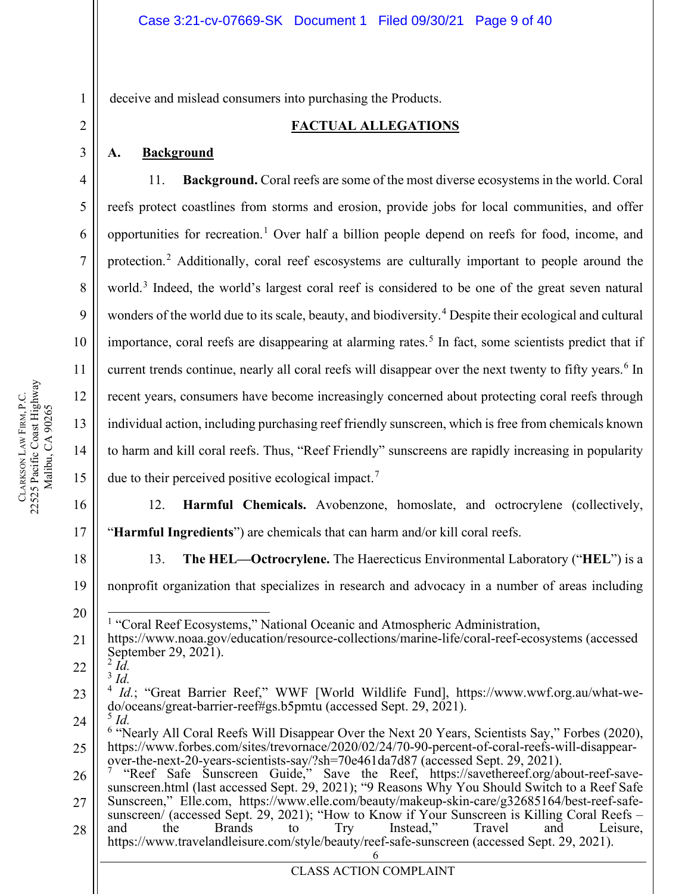deceive and mislead consumers into purchasing the Products.

## FACTUAL ALLEGATIONS

### A. Background

11. **Background.** Coral reefs are some of the most diverse ecosystems in the world. Coral reefs protect coastlines from storms and erosion, provide jobs for local communities, and offer opportunities for recreation.[1] Over half a billion people depend on reefs for food, income, and protection.[2] Additionally, coral reef escosystems are culturally important to people around the world.[3] Indeed, the world's largest coral reef is considered to be one of the great seven natural wonders of the world due to its scale, beauty, and biodiversity.[4] Despite their ecological and cultural importance, coral reefs are disappearing at alarming rates.[5] In fact, some scientists predict that if current trends continue, nearly all coral reefs will disappear over the next twenty to fifty years.[6] In recent years, consumers have become increasingly concerned about protecting coral reefs through individual action, including purchasing reef friendly sunscreen, which is free from chemicals known to harm and kill coral reefs. Thus, "Reef Friendly" sunscreens are rapidly increasing in popularity due to their perceived positive ecological impact.[7]

12. **Harmful Chemicals.** Avobenzone, homoslate, and octrocrylene (collectively, "**Harmful Ingredients**") are chemicals that can harm and/or kill coral reefs.

13. **The HEL—Octrocrylene.** The Haerecticus Environmental Laboratory ("**HEL**") is a nonprofit organization that specializes in research and advocacy in a number of areas including

---

[1] "Coral Reef Ecosystems," National Oceanic and Atmospheric Administration, https://www.noaa.gov/education/resource-collections/marine-life/coral-reef-ecosystems (accessed September 29, 2021).

[2] *Id.*

[3] *Id.*

[4] *Id.*; "Great Barrier Reef," WWF [World Wildlife Fund], https://www.wwf.org.au/what-we-do/oceans/great-barrier-reef#gs.b5pmtu (accessed Sept. 29, 2021).

[5] *Id.*

[6] "Nearly All Coral Reefs Will Disappear Over the Next 20 Years, Scientists Say," Forbes (2020), https://www.forbes.com/sites/trevornace/2020/02/24/70-90-percent-of-coral-reefs-will-disappear-over-the-next-20-years-scientists-say/?sh=70e461da7d87 (accessed Sept. 29, 2021).

[7] "Reef Safe Sunscreen Guide," Save the Reef, https://savethereef.org/about-reef-save-sunscreen.html (last accessed Sept. 29, 2021); "9 Reasons Why You Should Switch to a Reef Safe Sunscreen," Elle.com, https://www.elle.com/beauty/makeup-skin-care/g32685164/best-reef-safe-sunscreen/ (accessed Sept. 29, 2021); "How to Know if Your Sunscreen is Killing Coral Reefs – and the Brands to Try Instead," Travel and Leisure, https://www.travelandleisure.com/style/beauty/reef-safe-sunscreen (accessed Sept. 29, 2021).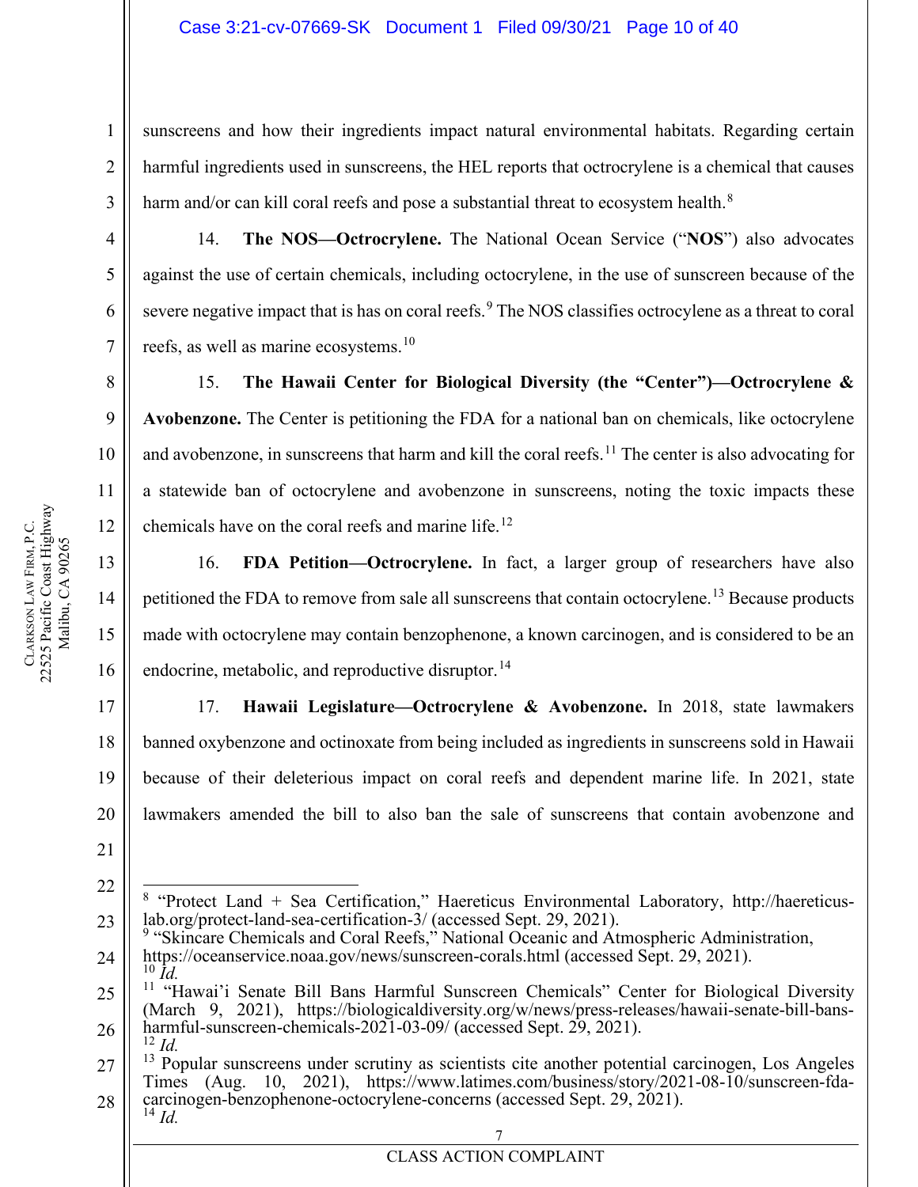sunscreens and how their ingredients impact natural environmental habitats. Regarding certain harmful ingredients used in sunscreens, the HEL reports that octrocrylene is a chemical that causes harm and/or can kill coral reefs and pose a substantial threat to ecosystem health.[8]

14. **The NOS—Octrocrylene.** The National Ocean Service ("**NOS**") also advocates against the use of certain chemicals, including octocrylene, in the use of sunscreen because of the severe negative impact that is has on coral reefs.[9] The NOS classifies octrocylene as a threat to coral reefs, as well as marine ecosystems.[10]

15. **The Hawaii Center for Biological Diversity (the "Center")—Octrocrylene & Avobenzone.** The Center is petitioning the FDA for a national ban on chemicals, like octocrylene and avobenzone, in sunscreens that harm and kill the coral reefs.[11] The center is also advocating for a statewide ban of octocrylene and avobenzone in sunscreens, noting the toxic impacts these chemicals have on the coral reefs and marine life.[12]

16. **FDA Petition—Octrocrylene.** In fact, a larger group of researchers have also petitioned the FDA to remove from sale all sunscreens that contain octocrylene.[13] Because products made with octocrylene may contain benzophenone, a known carcinogen, and is considered to be an endocrine, metabolic, and reproductive disruptor.[14]

17. **Hawaii Legislature—Octrocrylene & Avobenzone.** In 2018, state lawmakers banned oxybenzone and octinoxate from being included as ingredients in sunscreens sold in Hawaii because of their deleterious impact on coral reefs and dependent marine life. In 2021, state lawmakers amended the bill to also ban the sale of sunscreens that contain avobenzone and

---

[8] "Protect Land + Sea Certification," Haereticus Environmental Laboratory, http://haereticus-lab.org/protect-land-sea-certification-3/ (accessed Sept. 29, 2021).

[9] "Skincare Chemicals and Coral Reefs," National Oceanic and Atmospheric Administration, https://oceanservice.noaa.gov/news/sunscreen-corals.html (accessed Sept. 29, 2021).

[10] *Id.*

[11] "Hawai'i Senate Bill Bans Harmful Sunscreen Chemicals" Center for Biological Diversity (March 9, 2021), https://biologicaldiversity.org/w/news/press-releases/hawaii-senate-bill-bans-harmful-sunscreen-chemicals-2021-03-09/ (accessed Sept. 29, 2021).

[12] *Id.*

[13] Popular sunscreens under scrutiny as scientists cite another potential carcinogen, Los Angeles Times (Aug. 10, 2021), https://www.latimes.com/business/story/2021-08-10/sunscreen-fda-carcinogen-benzophenone-octocrylene-concerns (accessed Sept. 29, 2021).

[14] *Id.*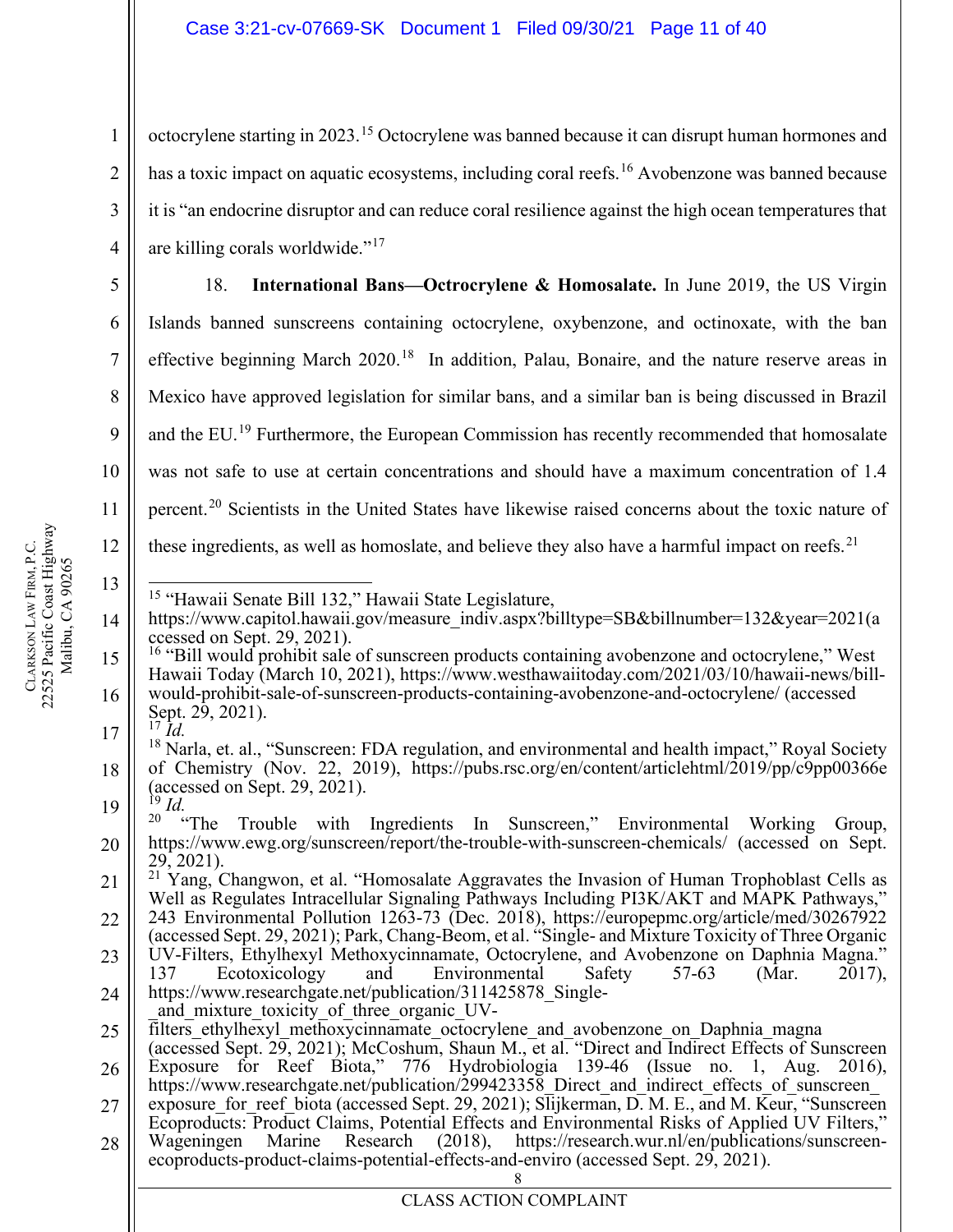octocrylene starting in 2023.[15] Octocrylene was banned because it can disrupt human hormones and has a toxic impact on aquatic ecosystems, including coral reefs.[16] Avobenzone was banned because it is "an endocrine disruptor and can reduce coral resilience against the high ocean temperatures that are killing corals worldwide."[17]

18. **International Bans—Octrocrylene & Homosalate.** In June 2019, the US Virgin Islands banned sunscreens containing octocrylene, oxybenzone, and octinoxate, with the ban effective beginning March 2020.[18] In addition, Palau, Bonaire, and the nature reserve areas in Mexico have approved legislation for similar bans, and a similar ban is being discussed in Brazil and the EU.[19] Furthermore, the European Commission has recently recommended that homosalate was not safe to use at certain concentrations and should have a maximum concentration of 1.4 percent.[20] Scientists in the United States have likewise raised concerns about the toxic nature of these ingredients, as well as homoslate, and believe they also have a harmful impact on reefs.[21]

---

[15] "Hawaii Senate Bill 132," Hawaii State Legislature, https://www.capitol.hawaii.gov/measure_indiv.aspx?billtype=SB&billnumber=132&year=2021(accessed on Sept. 29, 2021).

[16] "Bill would prohibit sale of sunscreen products containing avobenzone and octocrylene," West Hawaii Today (March 10, 2021), https://www.westhawaiitoday.com/2021/03/10/hawaii-news/bill-would-prohibit-sale-of-sunscreen-products-containing-avobenzone-and-octocrylene/ (accessed Sept. 29, 2021).

[17] *Id.*

[18] Narla, et. al., "Sunscreen: FDA regulation, and environmental and health impact," Royal Society of Chemistry (Nov. 22, 2019), https://pubs.rsc.org/en/content/articlehtml/2019/pp/c9pp00366e (accessed on Sept. 29, 2021).

[19] *Id.*

[20] "The Trouble with Ingredients In Sunscreen," Environmental Working Group, https://www.ewg.org/sunscreen/report/the-trouble-with-sunscreen-chemicals/ (accessed on Sept. 29, 2021).

[21] Yang, Changwon, et al. "Homosalate Aggravates the Invasion of Human Trophoblast Cells as Well as Regulates Intracellular Signaling Pathways Including PI3K/AKT and MAPK Pathways," 243 Environmental Pollution 1263-73 (Dec. 2018), https://europepmc.org/article/med/30267922 (accessed Sept. 29, 2021); Park, Chang-Beom, et al. "Single- and Mixture Toxicity of Three Organic UV-Filters, Ethylhexyl Methoxycinnamate, Octocrylene, and Avobenzone on Daphnia Magna." 137 Ecotoxicology and Environmental Safety 57-63 (Mar. 2017), https://www.researchgate.net/publication/311425878_Single-_and_mixture_toxicity_of_three_organic_UV-filters_ethylhexyl_methoxycinnamate_octocrylene_and_avobenzone_on_Daphnia_magna (accessed Sept. 29, 2021); McCoshum, Shaun M., et al. "Direct and Indirect Effects of Sunscreen Exposure for Reef Biota," 776 Hydrobiologia 139-46 (Issue no. 1, Aug. 2016), https://www.researchgate.net/publication/299423358_Direct_and_indirect_effects_of_sunscreen_exposure_for_reef_biota (accessed Sept. 29, 2021); Slijkerman, D. M. E., and M. Keur, "Sunscreen Ecoproducts: Product Claims, Potential Effects and Environmental Risks of Applied UV Filters," Wageningen Marine Research (2018), https://research.wur.nl/en/publications/sunscreen-ecoproducts-product-claims-potential-effects-and-enviro (accessed Sept. 29, 2021).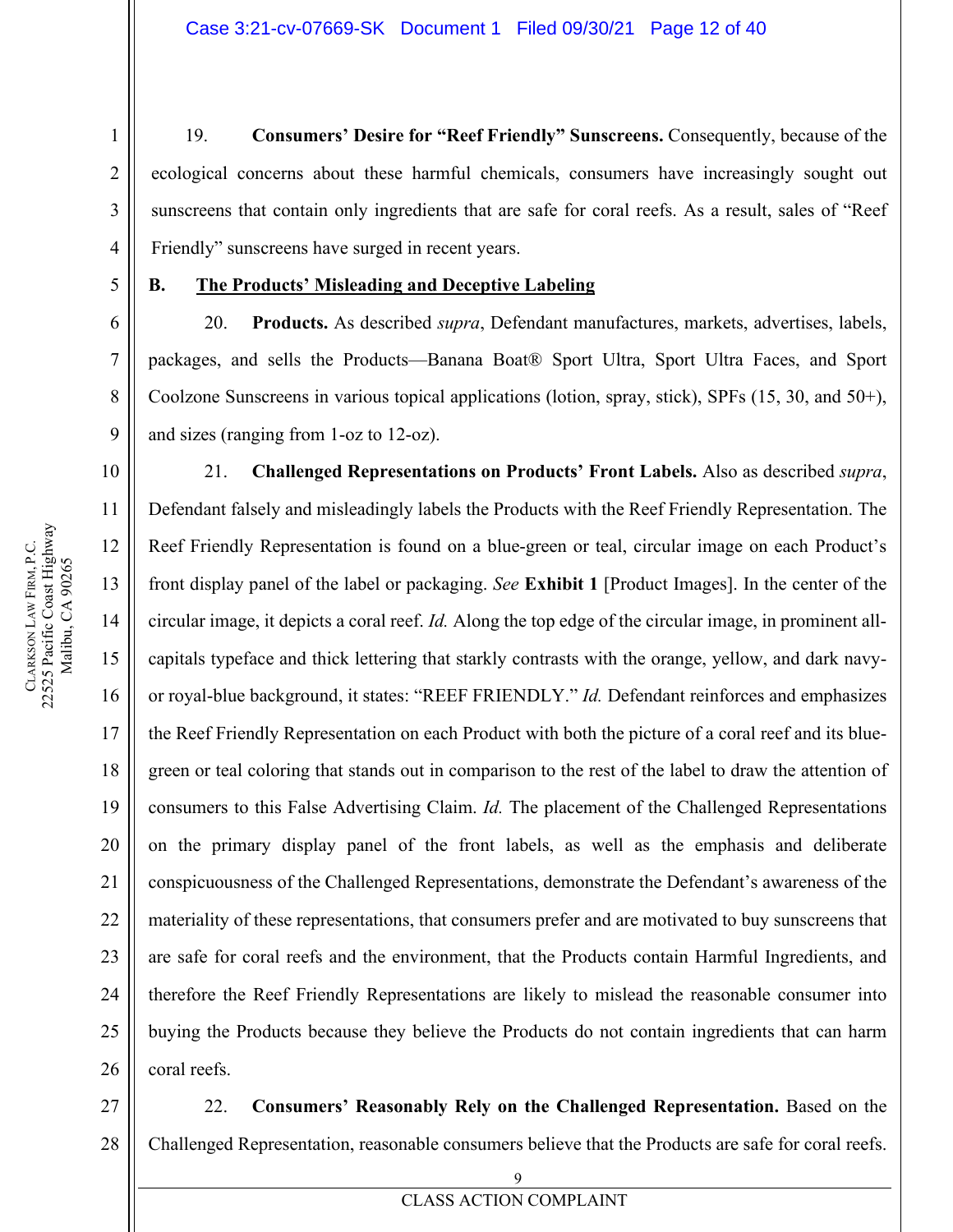19. **Consumers' Desire for "Reef Friendly" Sunscreens.** Consequently, because of the ecological concerns about these harmful chemicals, consumers have increasingly sought out sunscreens that contain only ingredients that are safe for coral reefs. As a result, sales of "Reef Friendly" sunscreens have surged in recent years.

**B. The Products' Misleading and Deceptive Labeling**

20. **Products.** As described *supra*, Defendant manufactures, markets, advertises, labels, packages, and sells the Products—Banana Boat® Sport Ultra, Sport Ultra Faces, and Sport Coolzone Sunscreens in various topical applications (lotion, spray, stick), SPFs (15, 30, and 50+), and sizes (ranging from 1-oz to 12-oz).

21. **Challenged Representations on Products' Front Labels.** Also as described *supra*, Defendant falsely and misleadingly labels the Products with the Reef Friendly Representation. The Reef Friendly Representation is found on a blue-green or teal, circular image on each Product's front display panel of the label or packaging. *See* **Exhibit 1** [Product Images]. In the center of the circular image, it depicts a coral reef. *Id.* Along the top edge of the circular image, in prominent all-capitals typeface and thick lettering that starkly contrasts with the orange, yellow, and dark navy- or royal-blue background, it states: "REEF FRIENDLY." *Id.* Defendant reinforces and emphasizes the Reef Friendly Representation on each Product with both the picture of a coral reef and its blue-green or teal coloring that stands out in comparison to the rest of the label to draw the attention of consumers to this False Advertising Claim. *Id.* The placement of the Challenged Representations on the primary display panel of the front labels, as well as the emphasis and deliberate conspicuousness of the Challenged Representations, demonstrate the Defendant's awareness of the materiality of these representations, that consumers prefer and are motivated to buy sunscreens that are safe for coral reefs and the environment, that the Products contain Harmful Ingredients, and therefore the Reef Friendly Representations are likely to mislead the reasonable consumer into buying the Products because they believe the Products do not contain ingredients that can harm coral reefs.

22. **Consumers' Reasonably Rely on the Challenged Representation.** Based on the Challenged Representation, reasonable consumers believe that the Products are safe for coral reefs.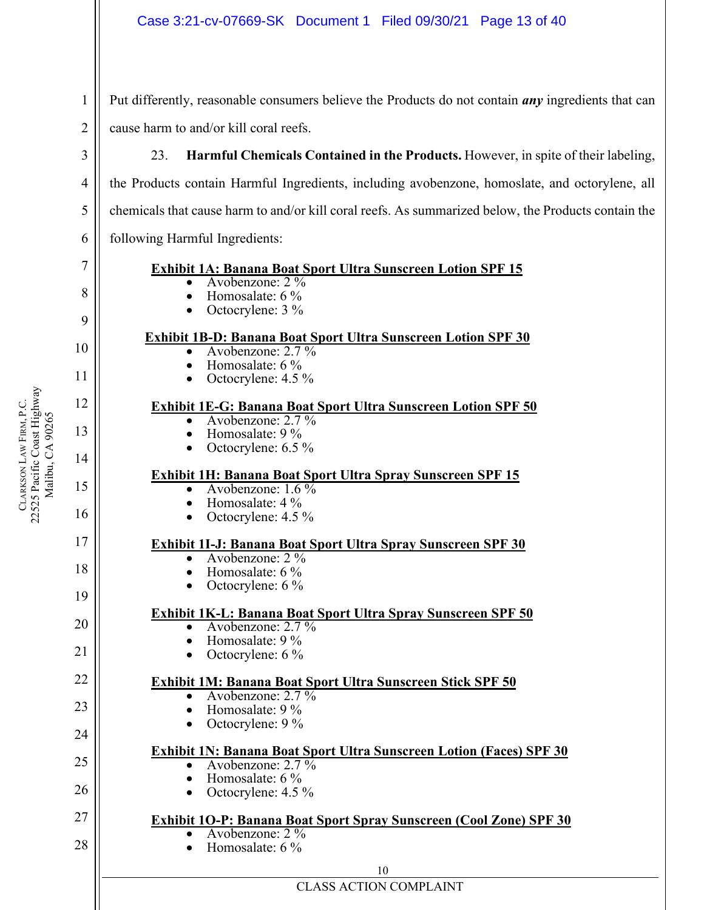Put differently, reasonable consumers believe the Products do not contain ***any*** ingredients that can cause harm to and/or kill coral reefs.

23. **Harmful Chemicals Contained in the Products.** However, in spite of their labeling, the Products contain Harmful Ingredients, including avobenzone, homoslate, and octorylene, all chemicals that cause harm to and/or kill coral reefs. As summarized below, the Products contain the following Harmful Ingredients:

**Exhibit 1A: Banana Boat Sport Ultra Sunscreen Lotion SPF 15**
- Avobenzone: 2 %
- Homosalate: 6 %
- Octocrylene: 3 %

**Exhibit 1B-D: Banana Boat Sport Ultra Sunscreen Lotion SPF 30**
- Avobenzone: 2.7 %
- Homosalate: 6 %
- Octocrylene: 4.5 %

**Exhibit 1E-G: Banana Boat Sport Ultra Sunscreen Lotion SPF 50**
- Avobenzone: 2.7 %
- Homosalate: 9 %
- Octocrylene: 6.5 %

**Exhibit 1H: Banana Boat Sport Ultra Spray Sunscreen SPF 15**
- Avobenzone: 1.6 %
- Homosalate: 4 %
- Octocrylene: 4.5 %

**Exhibit 1I-J: Banana Boat Sport Ultra Spray Sunscreen SPF 30**
- Avobenzone: 2 %
- Homosalate: 6 %
- Octocrylene: 6 %

**Exhibit 1K-L: Banana Boat Sport Ultra Spray Sunscreen SPF 50**
- Avobenzone: 2.7 %
- Homosalate: 9 %
- Octocrylene: 6 %

**Exhibit 1M: Banana Boat Sport Ultra Sunscreen Stick SPF 50**
- Avobenzone: 2.7 %
- Homosalate: 9 %
- Octocrylene: 9 %

**Exhibit 1N: Banana Boat Sport Ultra Sunscreen Lotion (Faces) SPF 30**
- Avobenzone: 2.7 %
- Homosalate: 6 %
- Octocrylene: 4.5 %

**Exhibit 1O-P: Banana Boat Sport Spray Sunscreen (Cool Zone) SPF 30**
- Avobenzone: 2 %
- Homosalate: 6 %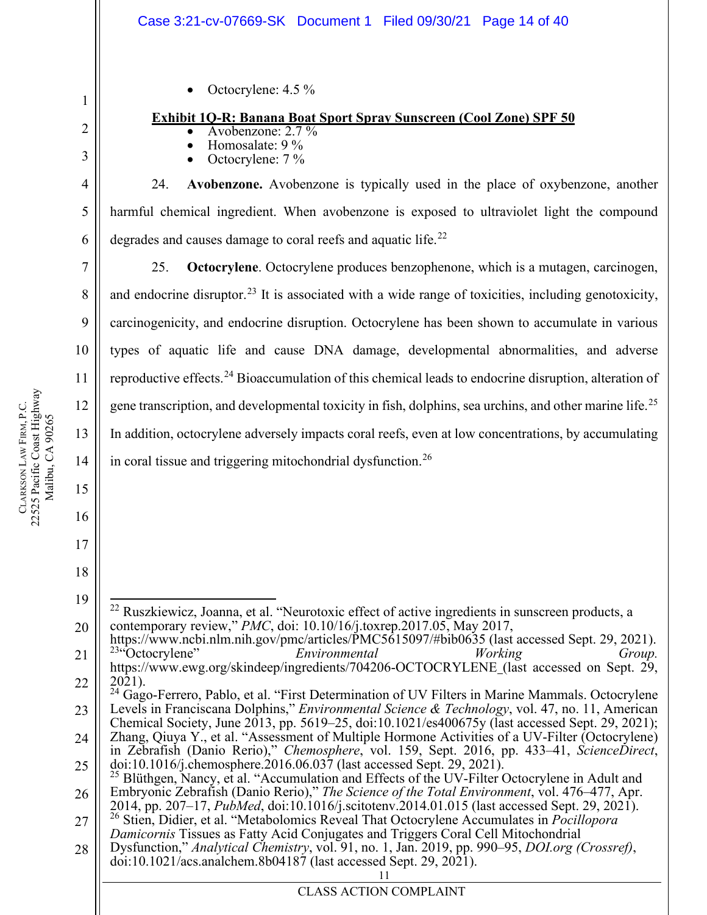- Octocrylene: 4.5 %

**Exhibit 1Q-R: Banana Boat Sport Spray Sunscreen (Cool Zone) SPF 50**

- Avobenzone: 2.7 %
- Homosalate: 9 %
- Octocrylene: 7 %

24. **Avobenzone.** Avobenzone is typically used in the place of oxybenzone, another harmful chemical ingredient. When avobenzone is exposed to ultraviolet light the compound degrades and causes damage to coral reefs and aquatic life.[22]

25. **Octocrylene**. Octocrylene produces benzophenone, which is a mutagen, carcinogen, and endocrine disruptor.[23] It is associated with a wide range of toxicities, including genotoxicity, carcinogenicity, and endocrine disruption. Octocrylene has been shown to accumulate in various types of aquatic life and cause DNA damage, developmental abnormalities, and adverse reproductive effects.[24] Bioaccumulation of this chemical leads to endocrine disruption, alteration of gene transcription, and developmental toxicity in fish, dolphins, sea urchins, and other marine life.[25] In addition, octocrylene adversely impacts coral reefs, even at low concentrations, by accumulating in coral tissue and triggering mitochondrial dysfunction.[26]

---

[22] Ruszkiewicz, Joanna, et al. "Neurotoxic effect of active ingredients in sunscreen products, a contemporary review," *PMC*, doi: 10.10/16/j.toxrep.2017.05, May 2017, https://www.ncbi.nlm.nih.gov/pmc/articles/PMC5615097/#bib0635 (last accessed Sept. 29, 2021).

[23] "Octocrylene" *Environmental Working Group.* https://www.ewg.org/skindeep/ingredients/704206-OCTOCRYLENE_(last accessed on Sept. 29, 2021).

[24] Gago-Ferrero, Pablo, et al. "First Determination of UV Filters in Marine Mammals. Octocrylene Levels in Franciscana Dolphins," *Environmental Science & Technology*, vol. 47, no. 11, American Chemical Society, June 2013, pp. 5619–25, doi:10.1021/es400675y (last accessed Sept. 29, 2021); Zhang, Qiuya Y., et al. "Assessment of Multiple Hormone Activities of a UV-Filter (Octocrylene) in Zebrafish (Danio Rerio)," *Chemosphere*, vol. 159, Sept. 2016, pp. 433–41, *ScienceDirect*, doi:10.1016/j.chemosphere.2016.06.037 (last accessed Sept. 29, 2021).

[25] Blüthgen, Nancy, et al. "Accumulation and Effects of the UV-Filter Octocrylene in Adult and Embryonic Zebrafish (Danio Rerio)," *The Science of the Total Environment*, vol. 476–477, Apr. 2014, pp. 207–17, *PubMed*, doi:10.1016/j.scitotenv.2014.01.015 (last accessed Sept. 29, 2021).

[26] Stien, Didier, et al. "Metabolomics Reveal That Octocrylene Accumulates in *Pocillopora Damicornis* Tissues as Fatty Acid Conjugates and Triggers Coral Cell Mitochondrial Dysfunction," *Analytical Chemistry*, vol. 91, no. 1, Jan. 2019, pp. 990–95, *DOI.org (Crossref)*, doi:10.1021/acs.analchem.8b04187 (last accessed Sept. 29, 2021).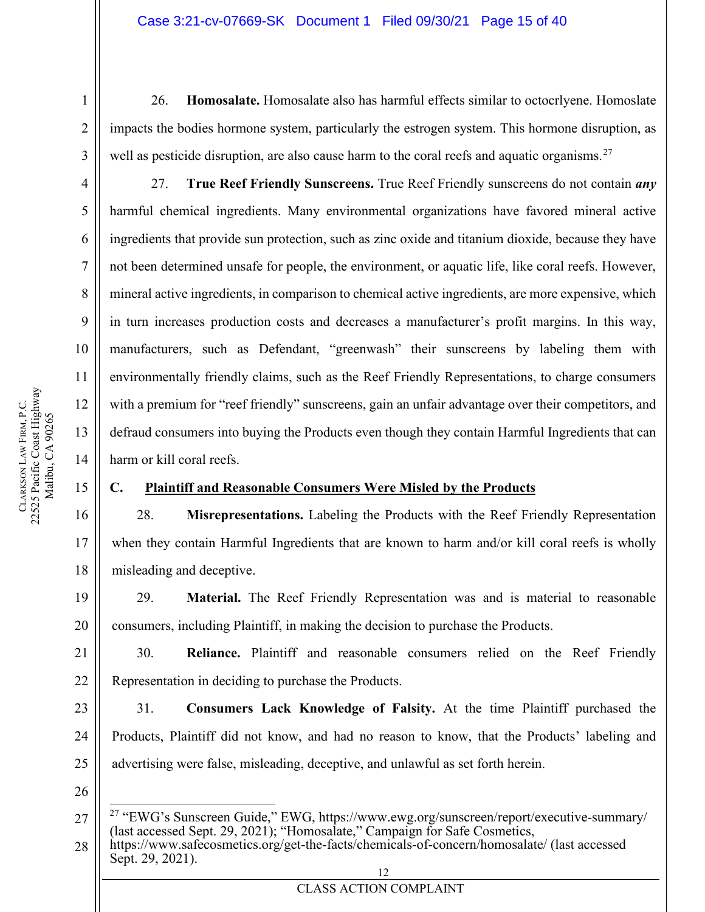26. **Homosalate.** Homosalate also has harmful effects similar to octocrlyene. Homoslate impacts the bodies hormone system, particularly the estrogen system. This hormone disruption, as well as pesticide disruption, are also cause harm to the coral reefs and aquatic organisms.[27]

27. **True Reef Friendly Sunscreens.** True Reef Friendly sunscreens do not contain ***any*** harmful chemical ingredients. Many environmental organizations have favored mineral active ingredients that provide sun protection, such as zinc oxide and titanium dioxide, because they have not been determined unsafe for people, the environment, or aquatic life, like coral reefs. However, mineral active ingredients, in comparison to chemical active ingredients, are more expensive, which in turn increases production costs and decreases a manufacturer's profit margins. In this way, manufacturers, such as Defendant, "greenwash" their sunscreens by labeling them with environmentally friendly claims, such as the Reef Friendly Representations, to charge consumers with a premium for "reef friendly" sunscreens, gain an unfair advantage over their competitors, and defraud consumers into buying the Products even though they contain Harmful Ingredients that can harm or kill coral reefs.

**C. <u>Plaintiff and Reasonable Consumers Were Misled by the Products</u>**

28. **Misrepresentations.** Labeling the Products with the Reef Friendly Representation when they contain Harmful Ingredients that are known to harm and/or kill coral reefs is wholly misleading and deceptive.

29. **Material.** The Reef Friendly Representation was and is material to reasonable consumers, including Plaintiff, in making the decision to purchase the Products.

30. **Reliance.** Plaintiff and reasonable consumers relied on the Reef Friendly Representation in deciding to purchase the Products.

31. **Consumers Lack Knowledge of Falsity.** At the time Plaintiff purchased the Products, Plaintiff did not know, and had no reason to know, that the Products' labeling and advertising were false, misleading, deceptive, and unlawful as set forth herein.

---

[27] "EWG's Sunscreen Guide," EWG, https://www.ewg.org/sunscreen/report/executive-summary/ (last accessed Sept. 29, 2021); "Homosalate," Campaign for Safe Cosmetics, https://www.safecosmetics.org/get-the-facts/chemicals-of-concern/homosalate/ (last accessed Sept. 29, 2021).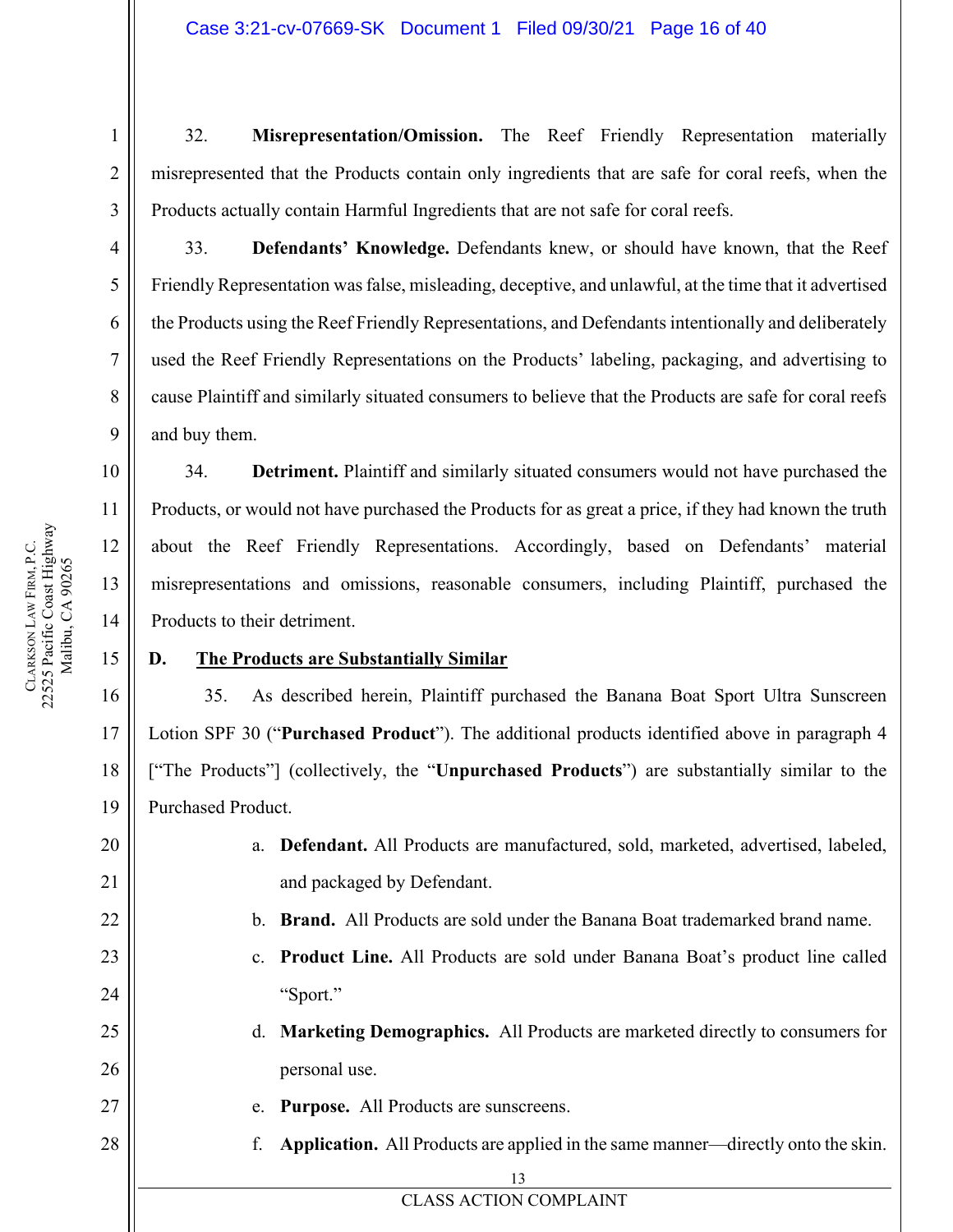32. **Misrepresentation/Omission.** The Reef Friendly Representation materially misrepresented that the Products contain only ingredients that are safe for coral reefs, when the Products actually contain Harmful Ingredients that are not safe for coral reefs.

33. **Defendants' Knowledge.** Defendants knew, or should have known, that the Reef Friendly Representation was false, misleading, deceptive, and unlawful, at the time that it advertised the Products using the Reef Friendly Representations, and Defendants intentionally and deliberately used the Reef Friendly Representations on the Products' labeling, packaging, and advertising to cause Plaintiff and similarly situated consumers to believe that the Products are safe for coral reefs and buy them.

34. **Detriment.** Plaintiff and similarly situated consumers would not have purchased the Products, or would not have purchased the Products for as great a price, if they had known the truth about the Reef Friendly Representations. Accordingly, based on Defendants' material misrepresentations and omissions, reasonable consumers, including Plaintiff, purchased the Products to their detriment.

### D. The Products are Substantially Similar

35. As described herein, Plaintiff purchased the Banana Boat Sport Ultra Sunscreen Lotion SPF 30 ("**Purchased Product**"). The additional products identified above in paragraph 4 ["The Products"] (collectively, the "**Unpurchased Products**") are substantially similar to the Purchased Product.

a. **Defendant.** All Products are manufactured, sold, marketed, advertised, labeled, and packaged by Defendant.

b. **Brand.** All Products are sold under the Banana Boat trademarked brand name.

c. **Product Line.** All Products are sold under Banana Boat's product line called "Sport."

d. **Marketing Demographics.** All Products are marketed directly to consumers for personal use.

e. **Purpose.** All Products are sunscreens.

f. **Application.** All Products are applied in the same manner—directly onto the skin.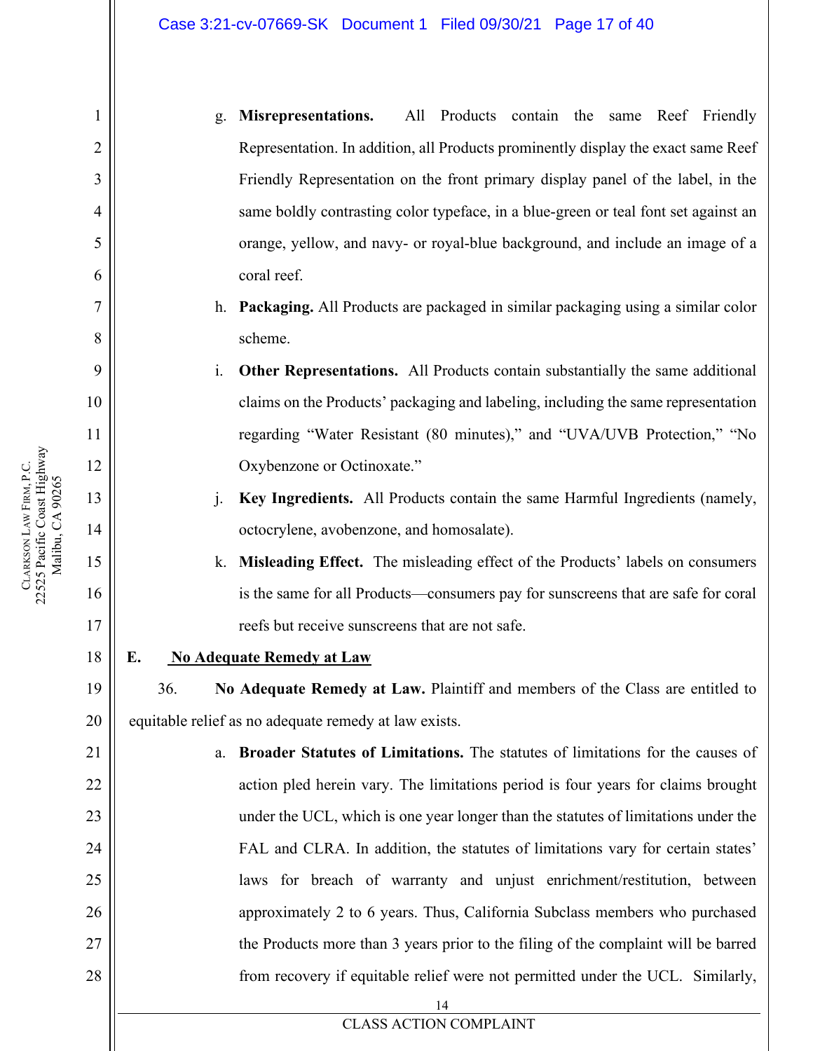g. **Misrepresentations.** All Products contain the same Reef Friendly Representation. In addition, all Products prominently display the exact same Reef Friendly Representation on the front primary display panel of the label, in the same boldly contrasting color typeface, in a blue-green or teal font set against an orange, yellow, and navy- or royal-blue background, and include an image of a coral reef.

h. **Packaging.** All Products are packaged in similar packaging using a similar color scheme.

i. **Other Representations.** All Products contain substantially the same additional claims on the Products' packaging and labeling, including the same representation regarding "Water Resistant (80 minutes)," and "UVA/UVB Protection," "No Oxybenzone or Octinoxate."

j. **Key Ingredients.** All Products contain the same Harmful Ingredients (namely, octocrylene, avobenzone, and homosalate).

k. **Misleading Effect.** The misleading effect of the Products' labels on consumers is the same for all Products—consumers pay for sunscreens that are safe for coral reefs but receive sunscreens that are not safe.

## E. No Adequate Remedy at Law

36. **No Adequate Remedy at Law.** Plaintiff and members of the Class are entitled to equitable relief as no adequate remedy at law exists.

a. **Broader Statutes of Limitations.** The statutes of limitations for the causes of action pled herein vary. The limitations period is four years for claims brought under the UCL, which is one year longer than the statutes of limitations under the FAL and CLRA. In addition, the statutes of limitations vary for certain states' laws for breach of warranty and unjust enrichment/restitution, between approximately 2 to 6 years. Thus, California Subclass members who purchased the Products more than 3 years prior to the filing of the complaint will be barred from recovery if equitable relief were not permitted under the UCL. Similarly,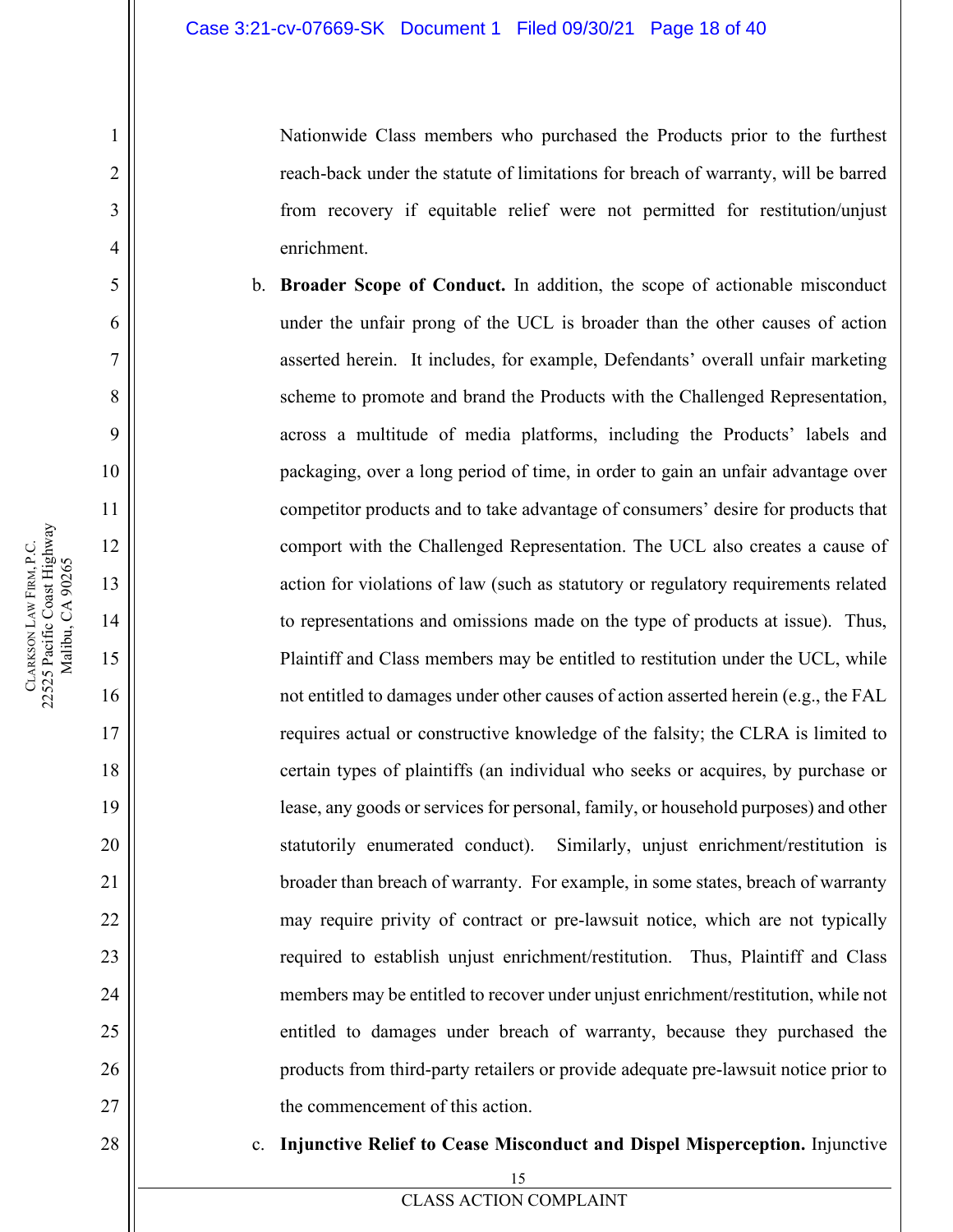Nationwide Class members who purchased the Products prior to the furthest reach-back under the statute of limitations for breach of warranty, will be barred from recovery if equitable relief were not permitted for restitution/unjust enrichment.

b. **Broader Scope of Conduct.** In addition, the scope of actionable misconduct under the unfair prong of the UCL is broader than the other causes of action asserted herein. It includes, for example, Defendants' overall unfair marketing scheme to promote and brand the Products with the Challenged Representation, across a multitude of media platforms, including the Products' labels and packaging, over a long period of time, in order to gain an unfair advantage over competitor products and to take advantage of consumers' desire for products that comport with the Challenged Representation. The UCL also creates a cause of action for violations of law (such as statutory or regulatory requirements related to representations and omissions made on the type of products at issue). Thus, Plaintiff and Class members may be entitled to restitution under the UCL, while not entitled to damages under other causes of action asserted herein (e.g., the FAL requires actual or constructive knowledge of the falsity; the CLRA is limited to certain types of plaintiffs (an individual who seeks or acquires, by purchase or lease, any goods or services for personal, family, or household purposes) and other statutorily enumerated conduct). Similarly, unjust enrichment/restitution is broader than breach of warranty. For example, in some states, breach of warranty may require privity of contract or pre-lawsuit notice, which are not typically required to establish unjust enrichment/restitution. Thus, Plaintiff and Class members may be entitled to recover under unjust enrichment/restitution, while not entitled to damages under breach of warranty, because they purchased the products from third-party retailers or provide adequate pre-lawsuit notice prior to the commencement of this action.

c. **Injunctive Relief to Cease Misconduct and Dispel Misperception.** Injunctive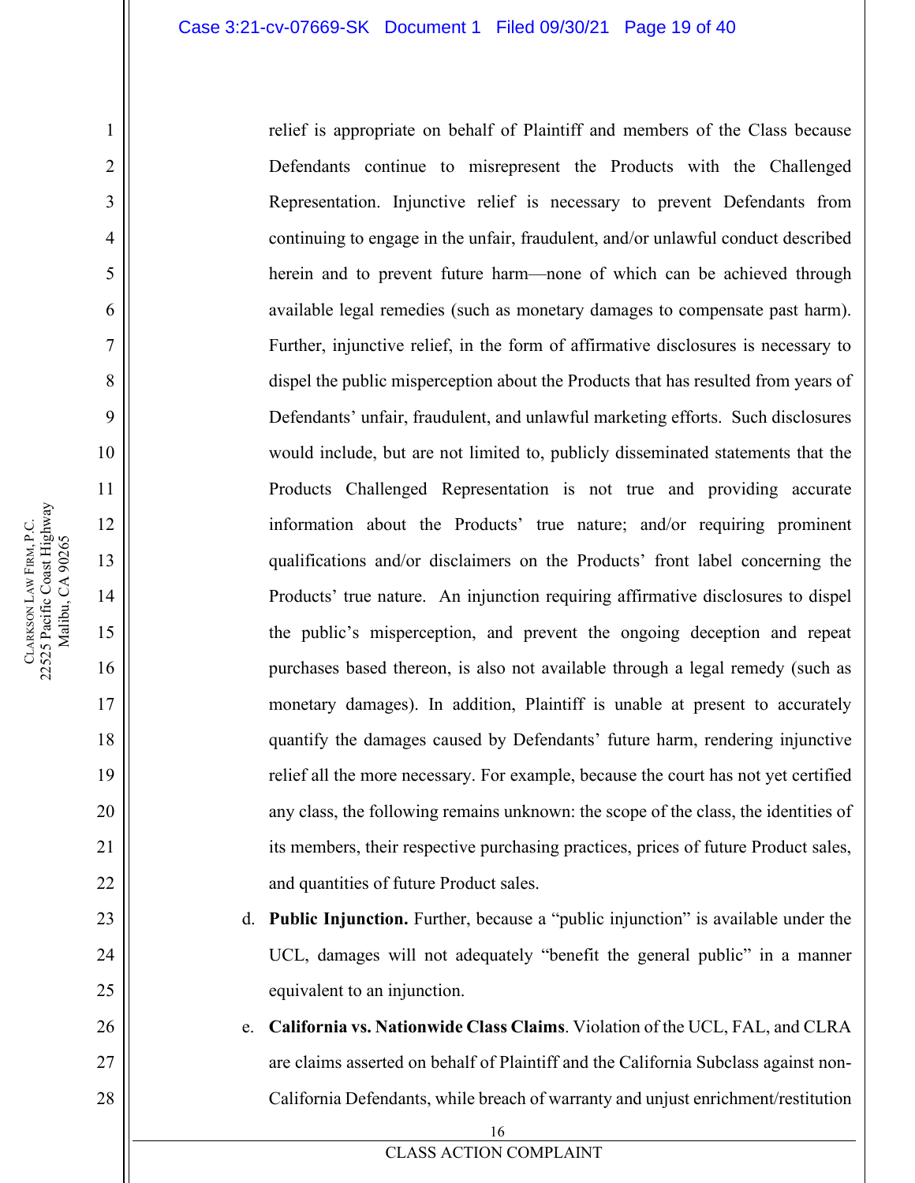relief is appropriate on behalf of Plaintiff and members of the Class because Defendants continue to misrepresent the Products with the Challenged Representation. Injunctive relief is necessary to prevent Defendants from continuing to engage in the unfair, fraudulent, and/or unlawful conduct described herein and to prevent future harm—none of which can be achieved through available legal remedies (such as monetary damages to compensate past harm). Further, injunctive relief, in the form of affirmative disclosures is necessary to dispel the public misperception about the Products that has resulted from years of Defendants' unfair, fraudulent, and unlawful marketing efforts. Such disclosures would include, but are not limited to, publicly disseminated statements that the Products Challenged Representation is not true and providing accurate information about the Products' true nature; and/or requiring prominent qualifications and/or disclaimers on the Products' front label concerning the Products' true nature. An injunction requiring affirmative disclosures to dispel the public's misperception, and prevent the ongoing deception and repeat purchases based thereon, is also not available through a legal remedy (such as monetary damages). In addition, Plaintiff is unable at present to accurately quantify the damages caused by Defendants' future harm, rendering injunctive relief all the more necessary. For example, because the court has not yet certified any class, the following remains unknown: the scope of the class, the identities of its members, their respective purchasing practices, prices of future Product sales, and quantities of future Product sales.

d. **Public Injunction.** Further, because a "public injunction" is available under the UCL, damages will not adequately "benefit the general public" in a manner equivalent to an injunction.

e. **California vs. Nationwide Class Claims**. Violation of the UCL, FAL, and CLRA are claims asserted on behalf of Plaintiff and the California Subclass against non-California Defendants, while breach of warranty and unjust enrichment/restitution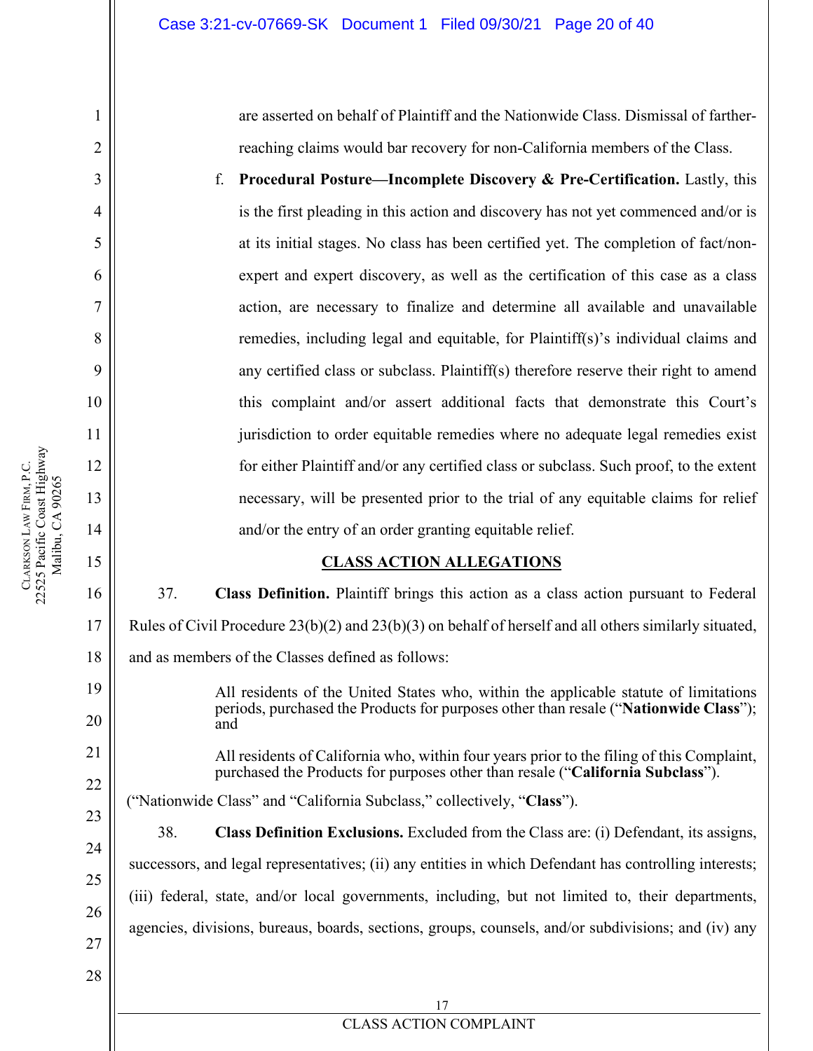are asserted on behalf of Plaintiff and the Nationwide Class. Dismissal of farther-reaching claims would bar recovery for non-California members of the Class.

f. **Procedural Posture—Incomplete Discovery & Pre-Certification.** Lastly, this is the first pleading in this action and discovery has not yet commenced and/or is at its initial stages. No class has been certified yet. The completion of fact/non-expert and expert discovery, as well as the certification of this case as a class action, are necessary to finalize and determine all available and unavailable remedies, including legal and equitable, for Plaintiff(s)'s individual claims and any certified class or subclass. Plaintiff(s) therefore reserve their right to amend this complaint and/or assert additional facts that demonstrate this Court's jurisdiction to order equitable remedies where no adequate legal remedies exist for either Plaintiff and/or any certified class or subclass. Such proof, to the extent necessary, will be presented prior to the trial of any equitable claims for relief and/or the entry of an order granting equitable relief.

## CLASS ACTION ALLEGATIONS

37. **Class Definition.** Plaintiff brings this action as a class action pursuant to Federal Rules of Civil Procedure 23(b)(2) and 23(b)(3) on behalf of herself and all others similarly situated, and as members of the Classes defined as follows:

> All residents of the United States who, within the applicable statute of limitations periods, purchased the Products for purposes other than resale ("**Nationwide Class**"); and
>
> All residents of California who, within four years prior to the filing of this Complaint, purchased the Products for purposes other than resale ("**California Subclass**").

("Nationwide Class" and "California Subclass," collectively, "**Class**").

38. **Class Definition Exclusions.** Excluded from the Class are: (i) Defendant, its assigns, successors, and legal representatives; (ii) any entities in which Defendant has controlling interests; (iii) federal, state, and/or local governments, including, but not limited to, their departments, agencies, divisions, bureaus, boards, sections, groups, counsels, and/or subdivisions; and (iv) any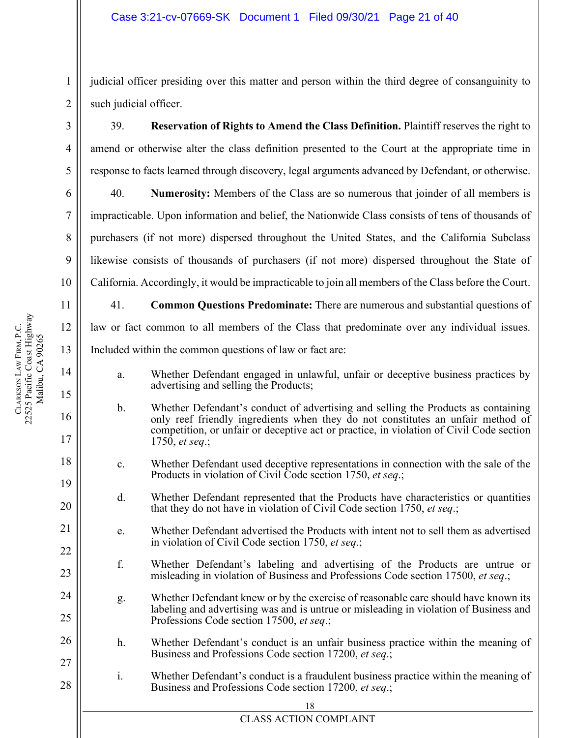judicial officer presiding over this matter and person within the third degree of consanguinity to such judicial officer.

39. **Reservation of Rights to Amend the Class Definition.** Plaintiff reserves the right to amend or otherwise alter the class definition presented to the Court at the appropriate time in response to facts learned through discovery, legal arguments advanced by Defendant, or otherwise.

40. **Numerosity:** Members of the Class are so numerous that joinder of all members is impracticable. Upon information and belief, the Nationwide Class consists of tens of thousands of purchasers (if not more) dispersed throughout the United States, and the California Subclass likewise consists of thousands of purchasers (if not more) dispersed throughout the State of California. Accordingly, it would be impracticable to join all members of the Class before the Court.

41. **Common Questions Predominate:** There are numerous and substantial questions of law or fact common to all members of the Class that predominate over any individual issues. Included within the common questions of law or fact are:

a. Whether Defendant engaged in unlawful, unfair or deceptive business practices by advertising and selling the Products;

b. Whether Defendant's conduct of advertising and selling the Products as containing only reef friendly ingredients when they do not constitutes an unfair method of competition, or unfair or deceptive act or practice, in violation of Civil Code section 1750, *et seq*.;

c. Whether Defendant used deceptive representations in connection with the sale of the Products in violation of Civil Code section 1750, *et seq*.;

d. Whether Defendant represented that the Products have characteristics or quantities that they do not have in violation of Civil Code section 1750, *et seq*.;

e. Whether Defendant advertised the Products with intent not to sell them as advertised in violation of Civil Code section 1750, *et seq*.;

f. Whether Defendant's labeling and advertising of the Products are untrue or misleading in violation of Business and Professions Code section 17500, *et seq*.;

g. Whether Defendant knew or by the exercise of reasonable care should have known its labeling and advertising was and is untrue or misleading in violation of Business and Professions Code section 17500, *et seq*.;

h. Whether Defendant's conduct is an unfair business practice within the meaning of Business and Professions Code section 17200, *et seq*.;

i. Whether Defendant's conduct is a fraudulent business practice within the meaning of Business and Professions Code section 17200, *et seq*.;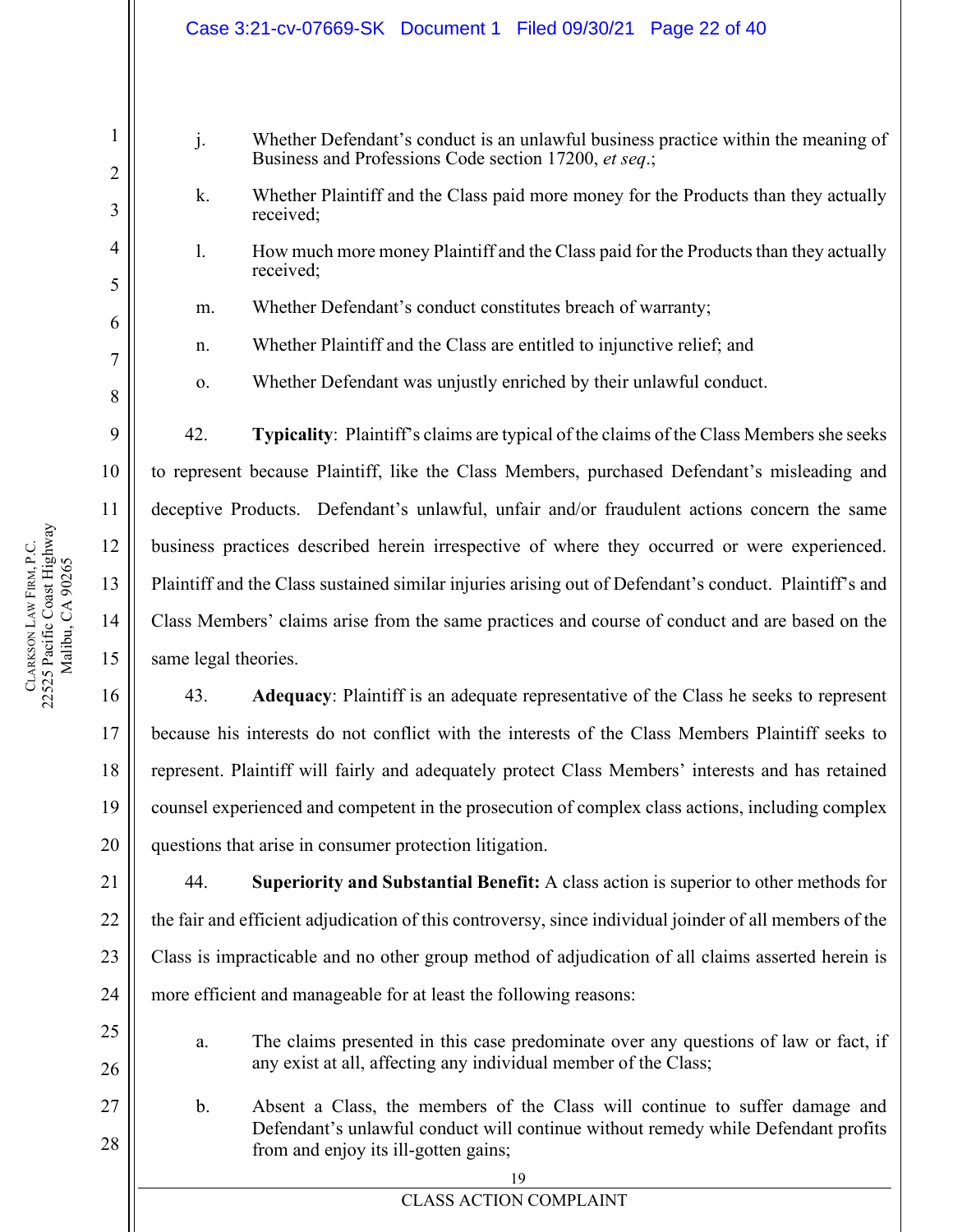j. Whether Defendant's conduct is an unlawful business practice within the meaning of Business and Professions Code section 17200, *et seq*.;

k. Whether Plaintiff and the Class paid more money for the Products than they actually received;

l. How much more money Plaintiff and the Class paid for the Products than they actually received;

m. Whether Defendant's conduct constitutes breach of warranty;

n. Whether Plaintiff and the Class are entitled to injunctive relief; and

o. Whether Defendant was unjustly enriched by their unlawful conduct.

42. **Typicality**: Plaintiff's claims are typical of the claims of the Class Members she seeks to represent because Plaintiff, like the Class Members, purchased Defendant's misleading and deceptive Products. Defendant's unlawful, unfair and/or fraudulent actions concern the same business practices described herein irrespective of where they occurred or were experienced. Plaintiff and the Class sustained similar injuries arising out of Defendant's conduct. Plaintiff's and Class Members' claims arise from the same practices and course of conduct and are based on the same legal theories.

43. **Adequacy**: Plaintiff is an adequate representative of the Class he seeks to represent because his interests do not conflict with the interests of the Class Members Plaintiff seeks to represent. Plaintiff will fairly and adequately protect Class Members' interests and has retained counsel experienced and competent in the prosecution of complex class actions, including complex questions that arise in consumer protection litigation.

44. **Superiority and Substantial Benefit:** A class action is superior to other methods for the fair and efficient adjudication of this controversy, since individual joinder of all members of the Class is impracticable and no other group method of adjudication of all claims asserted herein is more efficient and manageable for at least the following reasons:

a. The claims presented in this case predominate over any questions of law or fact, if any exist at all, affecting any individual member of the Class;

b. Absent a Class, the members of the Class will continue to suffer damage and Defendant's unlawful conduct will continue without remedy while Defendant profits from and enjoy its ill-gotten gains;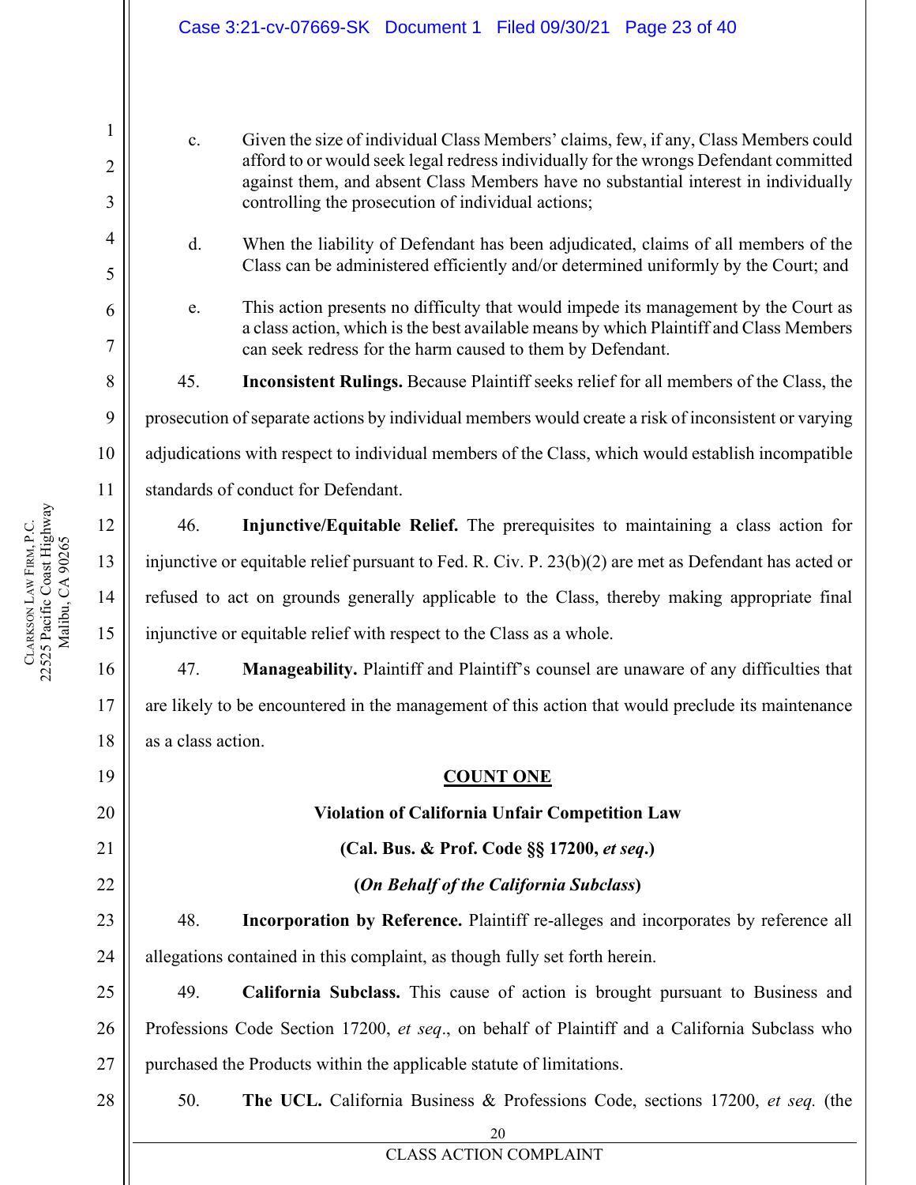c. Given the size of individual Class Members' claims, few, if any, Class Members could afford to or would seek legal redress individually for the wrongs Defendant committed against them, and absent Class Members have no substantial interest in individually controlling the prosecution of individual actions;

d. When the liability of Defendant has been adjudicated, claims of all members of the Class can be administered efficiently and/or determined uniformly by the Court; and

e. This action presents no difficulty that would impede its management by the Court as a class action, which is the best available means by which Plaintiff and Class Members can seek redress for the harm caused to them by Defendant.

45. **Inconsistent Rulings.** Because Plaintiff seeks relief for all members of the Class, the prosecution of separate actions by individual members would create a risk of inconsistent or varying adjudications with respect to individual members of the Class, which would establish incompatible standards of conduct for Defendant.

46. **Injunctive/Equitable Relief.** The prerequisites to maintaining a class action for injunctive or equitable relief pursuant to Fed. R. Civ. P. 23(b)(2) are met as Defendant has acted or refused to act on grounds generally applicable to the Class, thereby making appropriate final injunctive or equitable relief with respect to the Class as a whole.

47. **Manageability.** Plaintiff and Plaintiff's counsel are unaware of any difficulties that are likely to be encountered in the management of this action that would preclude its maintenance as a class action.

## COUNT ONE

### Violation of California Unfair Competition Law

### (Cal. Bus. & Prof. Code §§ 17200, *et seq*.)

### (*On Behalf of the California Subclass*)

48. **Incorporation by Reference.** Plaintiff re-alleges and incorporates by reference all allegations contained in this complaint, as though fully set forth herein.

49. **California Subclass.** This cause of action is brought pursuant to Business and Professions Code Section 17200, *et seq*., on behalf of Plaintiff and a California Subclass who purchased the Products within the applicable statute of limitations.

50. **The UCL.** California Business & Professions Code, sections 17200, *et seq.* (the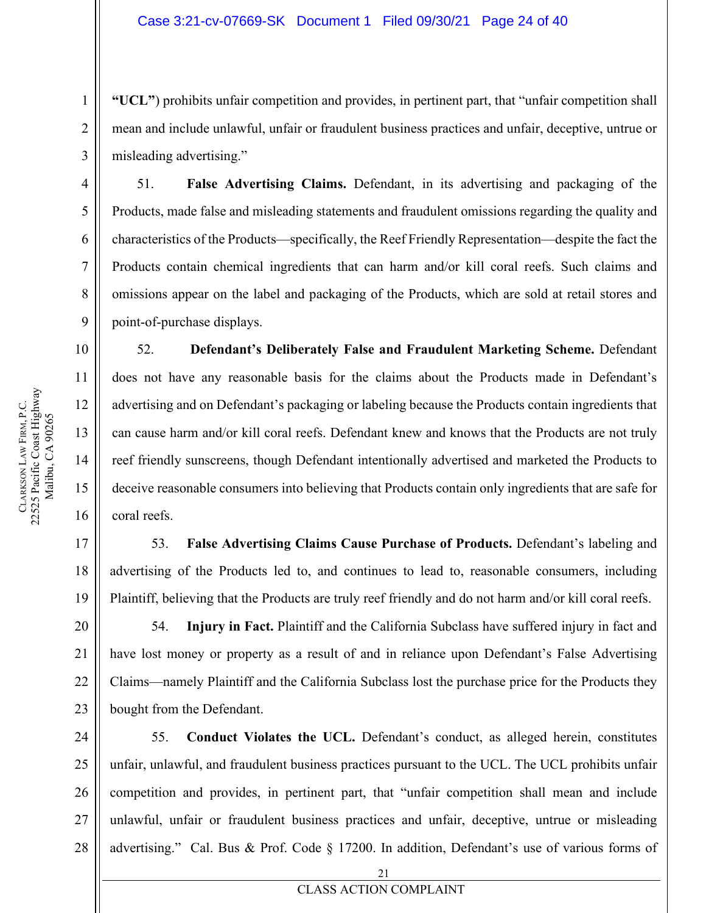"UCL") prohibits unfair competition and provides, in pertinent part, that "unfair competition shall mean and include unlawful, unfair or fraudulent business practices and unfair, deceptive, untrue or misleading advertising."

51. **False Advertising Claims.** Defendant, in its advertising and packaging of the Products, made false and misleading statements and fraudulent omissions regarding the quality and characteristics of the Products—specifically, the Reef Friendly Representation—despite the fact the Products contain chemical ingredients that can harm and/or kill coral reefs. Such claims and omissions appear on the label and packaging of the Products, which are sold at retail stores and point-of-purchase displays.

52. **Defendant's Deliberately False and Fraudulent Marketing Scheme.** Defendant does not have any reasonable basis for the claims about the Products made in Defendant's advertising and on Defendant's packaging or labeling because the Products contain ingredients that can cause harm and/or kill coral reefs. Defendant knew and knows that the Products are not truly reef friendly sunscreens, though Defendant intentionally advertised and marketed the Products to deceive reasonable consumers into believing that Products contain only ingredients that are safe for coral reefs.

53. **False Advertising Claims Cause Purchase of Products.** Defendant's labeling and advertising of the Products led to, and continues to lead to, reasonable consumers, including Plaintiff, believing that the Products are truly reef friendly and do not harm and/or kill coral reefs.

54. **Injury in Fact.** Plaintiff and the California Subclass have suffered injury in fact and have lost money or property as a result of and in reliance upon Defendant's False Advertising Claims—namely Plaintiff and the California Subclass lost the purchase price for the Products they bought from the Defendant.

55. **Conduct Violates the UCL.** Defendant's conduct, as alleged herein, constitutes unfair, unlawful, and fraudulent business practices pursuant to the UCL. The UCL prohibits unfair competition and provides, in pertinent part, that "unfair competition shall mean and include unlawful, unfair or fraudulent business practices and unfair, deceptive, untrue or misleading advertising." Cal. Bus & Prof. Code § 17200. In addition, Defendant's use of various forms of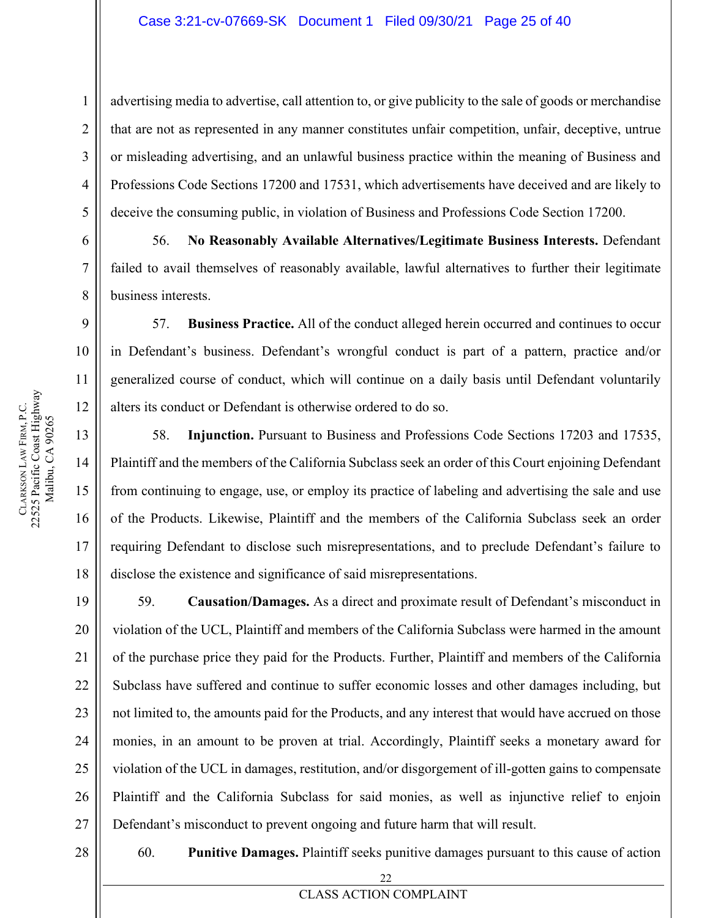advertising media to advertise, call attention to, or give publicity to the sale of goods or merchandise that are not as represented in any manner constitutes unfair competition, unfair, deceptive, untrue or misleading advertising, and an unlawful business practice within the meaning of Business and Professions Code Sections 17200 and 17531, which advertisements have deceived and are likely to deceive the consuming public, in violation of Business and Professions Code Section 17200.

56. **No Reasonably Available Alternatives/Legitimate Business Interests.** Defendant failed to avail themselves of reasonably available, lawful alternatives to further their legitimate business interests.

57. **Business Practice.** All of the conduct alleged herein occurred and continues to occur in Defendant's business. Defendant's wrongful conduct is part of a pattern, practice and/or generalized course of conduct, which will continue on a daily basis until Defendant voluntarily alters its conduct or Defendant is otherwise ordered to do so.

58. **Injunction.** Pursuant to Business and Professions Code Sections 17203 and 17535, Plaintiff and the members of the California Subclass seek an order of this Court enjoining Defendant from continuing to engage, use, or employ its practice of labeling and advertising the sale and use of the Products. Likewise, Plaintiff and the members of the California Subclass seek an order requiring Defendant to disclose such misrepresentations, and to preclude Defendant's failure to disclose the existence and significance of said misrepresentations.

59. **Causation/Damages.** As a direct and proximate result of Defendant's misconduct in violation of the UCL, Plaintiff and members of the California Subclass were harmed in the amount of the purchase price they paid for the Products. Further, Plaintiff and members of the California Subclass have suffered and continue to suffer economic losses and other damages including, but not limited to, the amounts paid for the Products, and any interest that would have accrued on those monies, in an amount to be proven at trial. Accordingly, Plaintiff seeks a monetary award for violation of the UCL in damages, restitution, and/or disgorgement of ill-gotten gains to compensate Plaintiff and the California Subclass for said monies, as well as injunctive relief to enjoin Defendant's misconduct to prevent ongoing and future harm that will result.

60. **Punitive Damages.** Plaintiff seeks punitive damages pursuant to this cause of action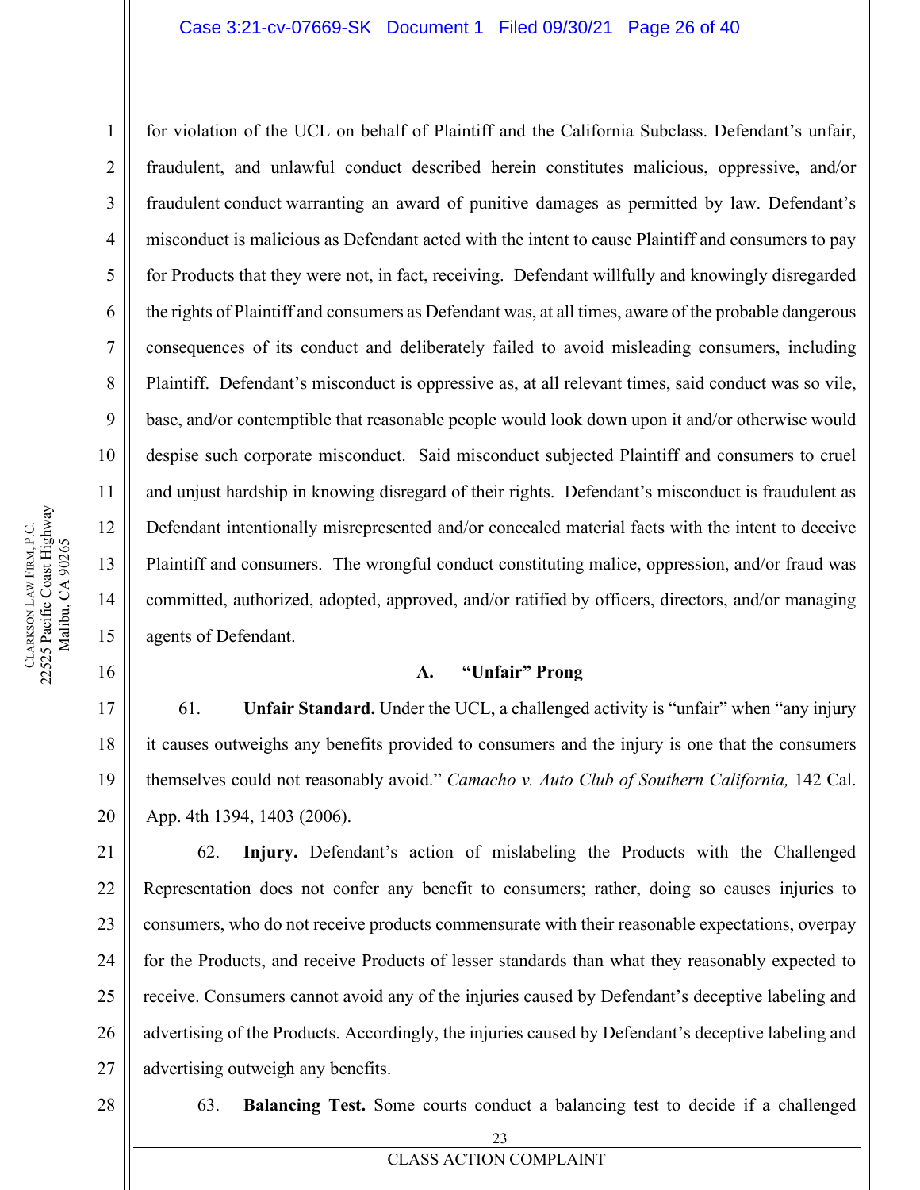for violation of the UCL on behalf of Plaintiff and the California Subclass. Defendant's unfair, fraudulent, and unlawful conduct described herein constitutes malicious, oppressive, and/or fraudulent conduct warranting an award of punitive damages as permitted by law. Defendant's misconduct is malicious as Defendant acted with the intent to cause Plaintiff and consumers to pay for Products that they were not, in fact, receiving. Defendant willfully and knowingly disregarded the rights of Plaintiff and consumers as Defendant was, at all times, aware of the probable dangerous consequences of its conduct and deliberately failed to avoid misleading consumers, including Plaintiff. Defendant's misconduct is oppressive as, at all relevant times, said conduct was so vile, base, and/or contemptible that reasonable people would look down upon it and/or otherwise would despise such corporate misconduct. Said misconduct subjected Plaintiff and consumers to cruel and unjust hardship in knowing disregard of their rights. Defendant's misconduct is fraudulent as Defendant intentionally misrepresented and/or concealed material facts with the intent to deceive Plaintiff and consumers. The wrongful conduct constituting malice, oppression, and/or fraud was committed, authorized, adopted, approved, and/or ratified by officers, directors, and/or managing agents of Defendant.

### A. "Unfair" Prong

61. **Unfair Standard.** Under the UCL, a challenged activity is "unfair" when "any injury it causes outweighs any benefits provided to consumers and the injury is one that the consumers themselves could not reasonably avoid." *Camacho v. Auto Club of Southern California,* 142 Cal. App. 4th 1394, 1403 (2006).

62. **Injury.** Defendant's action of mislabeling the Products with the Challenged Representation does not confer any benefit to consumers; rather, doing so causes injuries to consumers, who do not receive products commensurate with their reasonable expectations, overpay for the Products, and receive Products of lesser standards than what they reasonably expected to receive. Consumers cannot avoid any of the injuries caused by Defendant's deceptive labeling and advertising of the Products. Accordingly, the injuries caused by Defendant's deceptive labeling and advertising outweigh any benefits.

63. **Balancing Test.** Some courts conduct a balancing test to decide if a challenged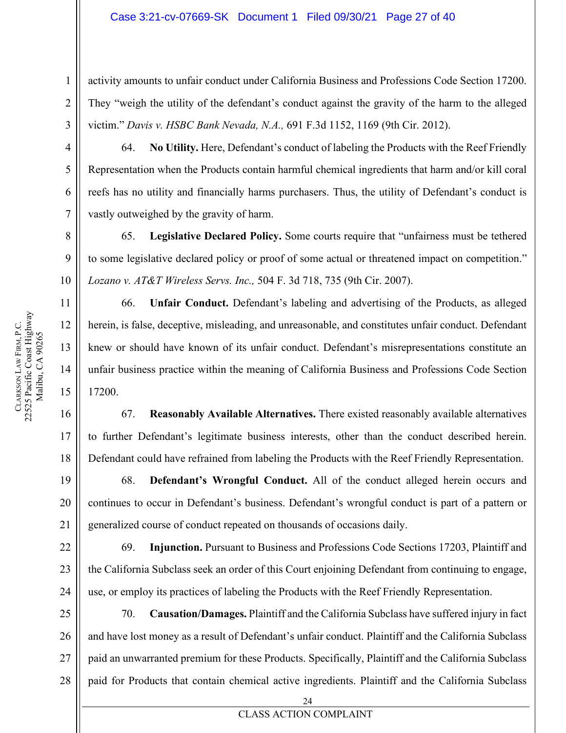activity amounts to unfair conduct under California Business and Professions Code Section 17200. They "weigh the utility of the defendant's conduct against the gravity of the harm to the alleged victim." *Davis v. HSBC Bank Nevada, N.A.,* 691 F.3d 1152, 1169 (9th Cir. 2012).

64. **No Utility.** Here, Defendant's conduct of labeling the Products with the Reef Friendly Representation when the Products contain harmful chemical ingredients that harm and/or kill coral reefs has no utility and financially harms purchasers. Thus, the utility of Defendant's conduct is vastly outweighed by the gravity of harm.

65. **Legislative Declared Policy.** Some courts require that "unfairness must be tethered to some legislative declared policy or proof of some actual or threatened impact on competition." *Lozano v. AT&T Wireless Servs. Inc.,* 504 F. 3d 718, 735 (9th Cir. 2007).

66. **Unfair Conduct.** Defendant's labeling and advertising of the Products, as alleged herein, is false, deceptive, misleading, and unreasonable, and constitutes unfair conduct. Defendant knew or should have known of its unfair conduct. Defendant's misrepresentations constitute an unfair business practice within the meaning of California Business and Professions Code Section 17200.

67. **Reasonably Available Alternatives.** There existed reasonably available alternatives to further Defendant's legitimate business interests, other than the conduct described herein. Defendant could have refrained from labeling the Products with the Reef Friendly Representation.

68. **Defendant's Wrongful Conduct.** All of the conduct alleged herein occurs and continues to occur in Defendant's business. Defendant's wrongful conduct is part of a pattern or generalized course of conduct repeated on thousands of occasions daily.

69. **Injunction.** Pursuant to Business and Professions Code Sections 17203, Plaintiff and the California Subclass seek an order of this Court enjoining Defendant from continuing to engage, use, or employ its practices of labeling the Products with the Reef Friendly Representation.

70. **Causation/Damages.** Plaintiff and the California Subclass have suffered injury in fact and have lost money as a result of Defendant's unfair conduct. Plaintiff and the California Subclass paid an unwarranted premium for these Products. Specifically, Plaintiff and the California Subclass paid for Products that contain chemical active ingredients. Plaintiff and the California Subclass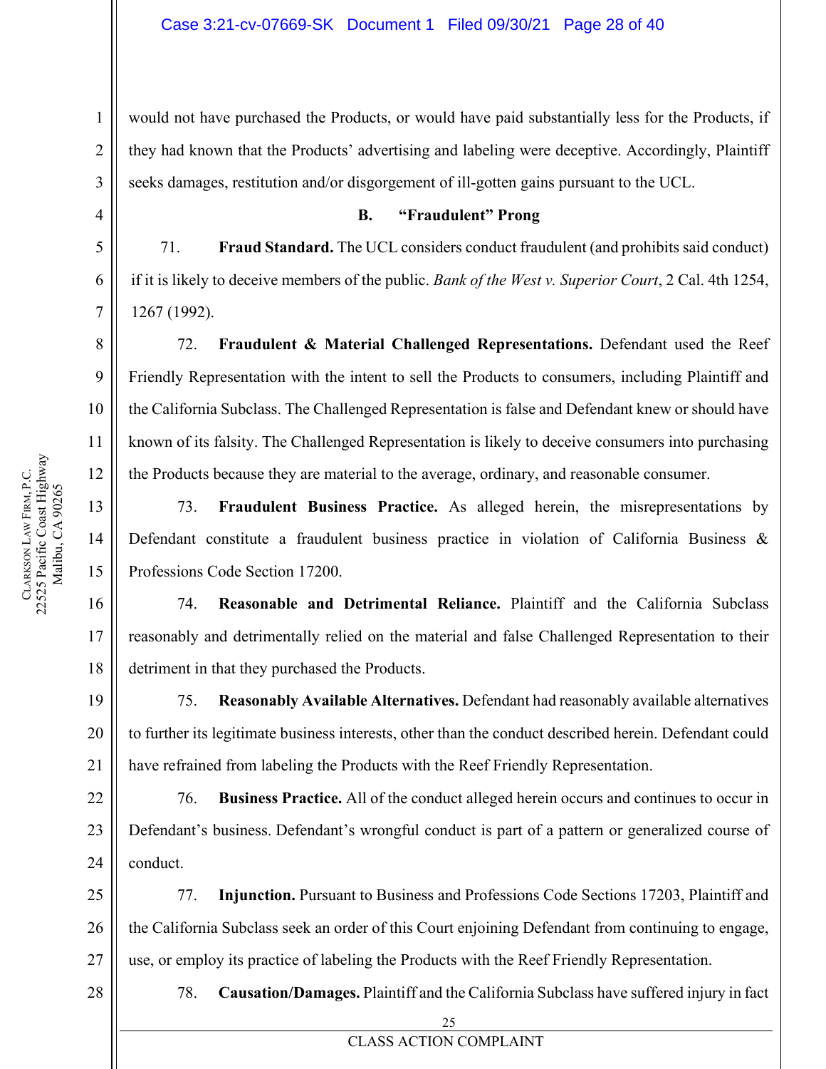would not have purchased the Products, or would have paid substantially less for the Products, if they had known that the Products' advertising and labeling were deceptive. Accordingly, Plaintiff seeks damages, restitution and/or disgorgement of ill-gotten gains pursuant to the UCL.

### B. "Fraudulent" Prong

71. **Fraud Standard.** The UCL considers conduct fraudulent (and prohibits said conduct) if it is likely to deceive members of the public. *Bank of the West v. Superior Court*, 2 Cal. 4th 1254, 1267 (1992).

72. **Fraudulent & Material Challenged Representations.** Defendant used the Reef Friendly Representation with the intent to sell the Products to consumers, including Plaintiff and the California Subclass. The Challenged Representation is false and Defendant knew or should have known of its falsity. The Challenged Representation is likely to deceive consumers into purchasing the Products because they are material to the average, ordinary, and reasonable consumer.

73. **Fraudulent Business Practice.** As alleged herein, the misrepresentations by Defendant constitute a fraudulent business practice in violation of California Business & Professions Code Section 17200.

74. **Reasonable and Detrimental Reliance.** Plaintiff and the California Subclass reasonably and detrimentally relied on the material and false Challenged Representation to their detriment in that they purchased the Products.

75. **Reasonably Available Alternatives.** Defendant had reasonably available alternatives to further its legitimate business interests, other than the conduct described herein. Defendant could have refrained from labeling the Products with the Reef Friendly Representation.

76. **Business Practice.** All of the conduct alleged herein occurs and continues to occur in Defendant's business. Defendant's wrongful conduct is part of a pattern or generalized course of conduct.

77. **Injunction.** Pursuant to Business and Professions Code Sections 17203, Plaintiff and the California Subclass seek an order of this Court enjoining Defendant from continuing to engage, use, or employ its practice of labeling the Products with the Reef Friendly Representation.

78. **Causation/Damages.** Plaintiff and the California Subclass have suffered injury in fact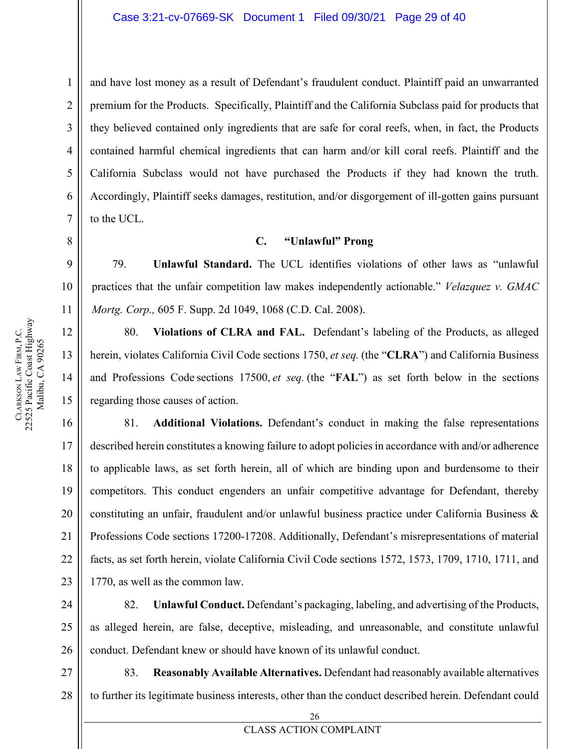and have lost money as a result of Defendant's fraudulent conduct. Plaintiff paid an unwarranted premium for the Products. Specifically, Plaintiff and the California Subclass paid for products that they believed contained only ingredients that are safe for coral reefs, when, in fact, the Products contained harmful chemical ingredients that can harm and/or kill coral reefs. Plaintiff and the California Subclass would not have purchased the Products if they had known the truth. Accordingly, Plaintiff seeks damages, restitution, and/or disgorgement of ill-gotten gains pursuant to the UCL.

### C. "Unlawful" Prong

79. **Unlawful Standard.** The UCL identifies violations of other laws as "unlawful practices that the unfair competition law makes independently actionable." *Velazquez v. GMAC Mortg. Corp.,* 605 F. Supp. 2d 1049, 1068 (C.D. Cal. 2008).

80. **Violations of CLRA and FAL.** Defendant's labeling of the Products, as alleged herein, violates California Civil Code sections 1750, *et seq.* (the "**CLRA**") and California Business and Professions Code sections 17500, *et seq.* (the "**FAL**") as set forth below in the sections regarding those causes of action.

81. **Additional Violations.** Defendant's conduct in making the false representations described herein constitutes a knowing failure to adopt policies in accordance with and/or adherence to applicable laws, as set forth herein, all of which are binding upon and burdensome to their competitors. This conduct engenders an unfair competitive advantage for Defendant, thereby constituting an unfair, fraudulent and/or unlawful business practice under California Business & Professions Code sections 17200-17208. Additionally, Defendant's misrepresentations of material facts, as set forth herein, violate California Civil Code sections 1572, 1573, 1709, 1710, 1711, and 1770, as well as the common law.

82. **Unlawful Conduct.** Defendant's packaging, labeling, and advertising of the Products, as alleged herein, are false, deceptive, misleading, and unreasonable, and constitute unlawful conduct. Defendant knew or should have known of its unlawful conduct.

83. **Reasonably Available Alternatives.** Defendant had reasonably available alternatives to further its legitimate business interests, other than the conduct described herein. Defendant could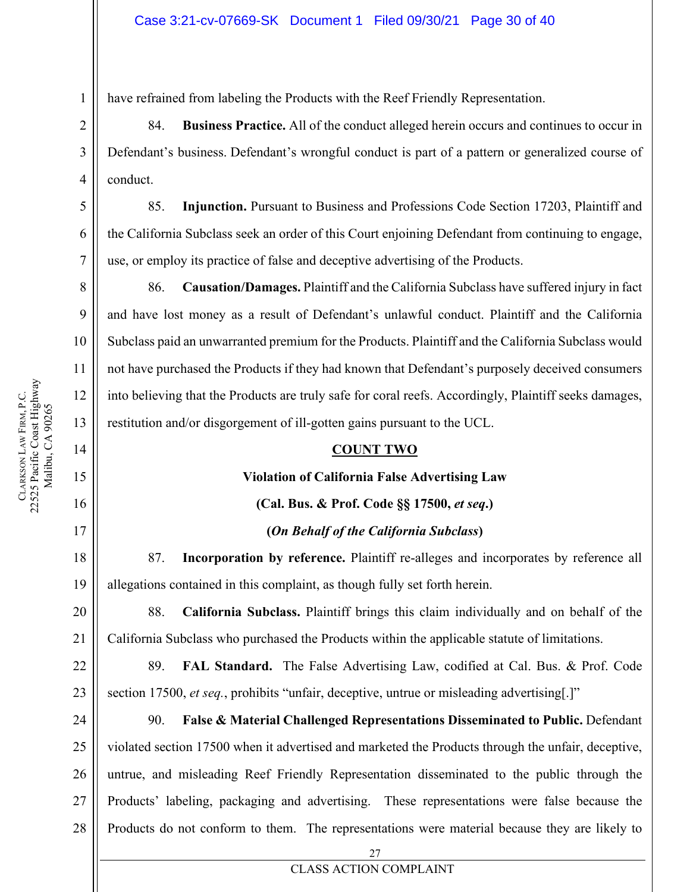have refrained from labeling the Products with the Reef Friendly Representation.

84. **Business Practice.** All of the conduct alleged herein occurs and continues to occur in Defendant's business. Defendant's wrongful conduct is part of a pattern or generalized course of conduct.

85. **Injunction.** Pursuant to Business and Professions Code Section 17203, Plaintiff and the California Subclass seek an order of this Court enjoining Defendant from continuing to engage, use, or employ its practice of false and deceptive advertising of the Products.

86. **Causation/Damages.** Plaintiff and the California Subclass have suffered injury in fact and have lost money as a result of Defendant's unlawful conduct. Plaintiff and the California Subclass paid an unwarranted premium for the Products. Plaintiff and the California Subclass would not have purchased the Products if they had known that Defendant's purposely deceived consumers into believing that the Products are truly safe for coral reefs. Accordingly, Plaintiff seeks damages, restitution and/or disgorgement of ill-gotten gains pursuant to the UCL.

**COUNT TWO**

**Violation of California False Advertising Law**

**(Cal. Bus. & Prof. Code §§ 17500, *et seq*.)**

**(*On Behalf of the California Subclass*)**

87. **Incorporation by reference.** Plaintiff re-alleges and incorporates by reference all allegations contained in this complaint, as though fully set forth herein.

88. **California Subclass.** Plaintiff brings this claim individually and on behalf of the California Subclass who purchased the Products within the applicable statute of limitations.

89. **FAL Standard.** The False Advertising Law, codified at Cal. Bus. & Prof. Code section 17500, *et seq.*, prohibits "unfair, deceptive, untrue or misleading advertising[.]"

90. **False & Material Challenged Representations Disseminated to Public.** Defendant violated section 17500 when it advertised and marketed the Products through the unfair, deceptive, untrue, and misleading Reef Friendly Representation disseminated to the public through the Products' labeling, packaging and advertising. These representations were false because the Products do not conform to them. The representations were material because they are likely to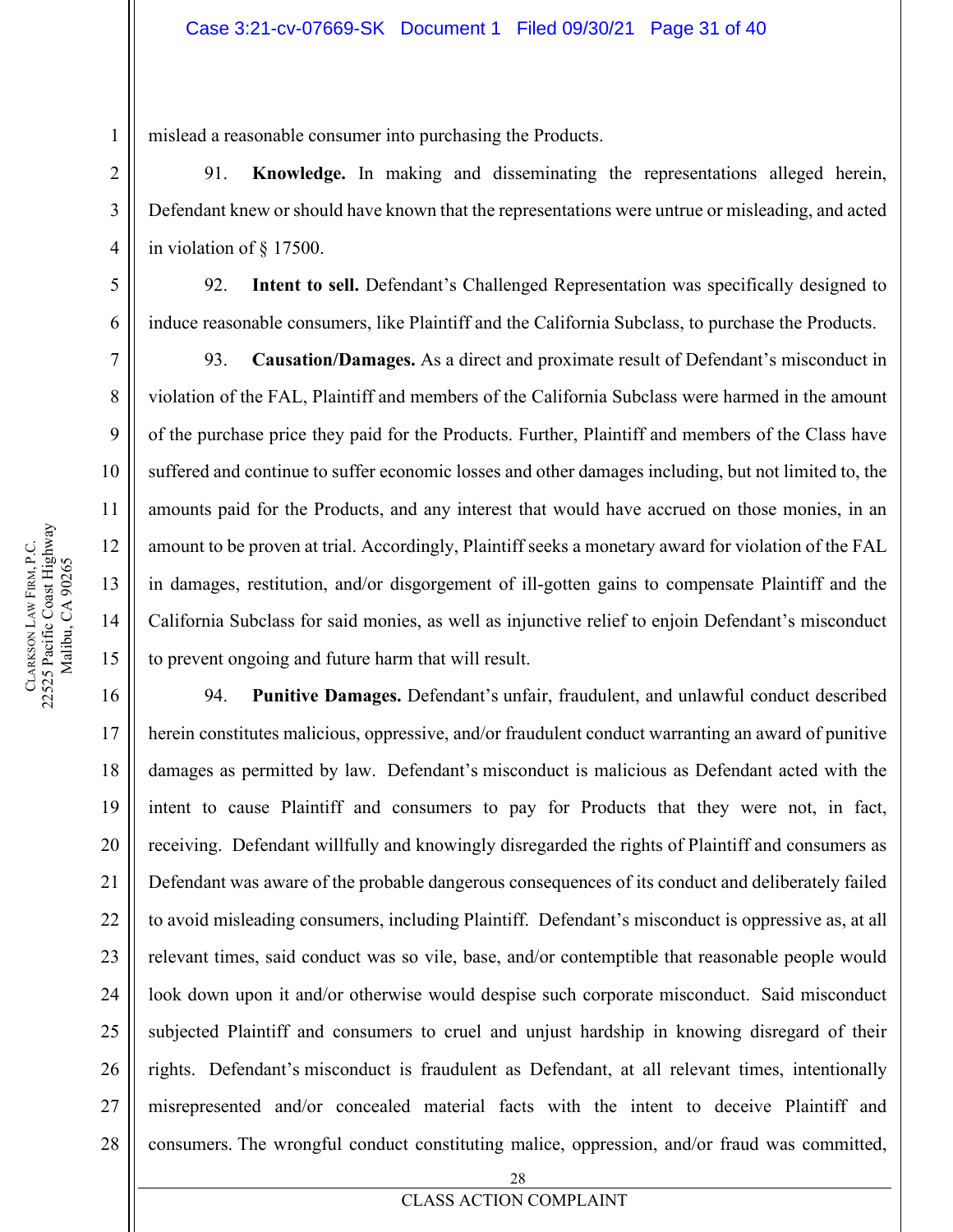mislead a reasonable consumer into purchasing the Products.

91. **Knowledge.** In making and disseminating the representations alleged herein, Defendant knew or should have known that the representations were untrue or misleading, and acted in violation of § 17500.

92. **Intent to sell.** Defendant's Challenged Representation was specifically designed to induce reasonable consumers, like Plaintiff and the California Subclass, to purchase the Products.

93. **Causation/Damages.** As a direct and proximate result of Defendant's misconduct in violation of the FAL, Plaintiff and members of the California Subclass were harmed in the amount of the purchase price they paid for the Products. Further, Plaintiff and members of the Class have suffered and continue to suffer economic losses and other damages including, but not limited to, the amounts paid for the Products, and any interest that would have accrued on those monies, in an amount to be proven at trial. Accordingly, Plaintiff seeks a monetary award for violation of the FAL in damages, restitution, and/or disgorgement of ill-gotten gains to compensate Plaintiff and the California Subclass for said monies, as well as injunctive relief to enjoin Defendant's misconduct to prevent ongoing and future harm that will result.

94. **Punitive Damages.** Defendant's unfair, fraudulent, and unlawful conduct described herein constitutes malicious, oppressive, and/or fraudulent conduct warranting an award of punitive damages as permitted by law. Defendant's misconduct is malicious as Defendant acted with the intent to cause Plaintiff and consumers to pay for Products that they were not, in fact, receiving. Defendant willfully and knowingly disregarded the rights of Plaintiff and consumers as Defendant was aware of the probable dangerous consequences of its conduct and deliberately failed to avoid misleading consumers, including Plaintiff. Defendant's misconduct is oppressive as, at all relevant times, said conduct was so vile, base, and/or contemptible that reasonable people would look down upon it and/or otherwise would despise such corporate misconduct. Said misconduct subjected Plaintiff and consumers to cruel and unjust hardship in knowing disregard of their rights. Defendant's misconduct is fraudulent as Defendant, at all relevant times, intentionally misrepresented and/or concealed material facts with the intent to deceive Plaintiff and consumers. The wrongful conduct constituting malice, oppression, and/or fraud was committed,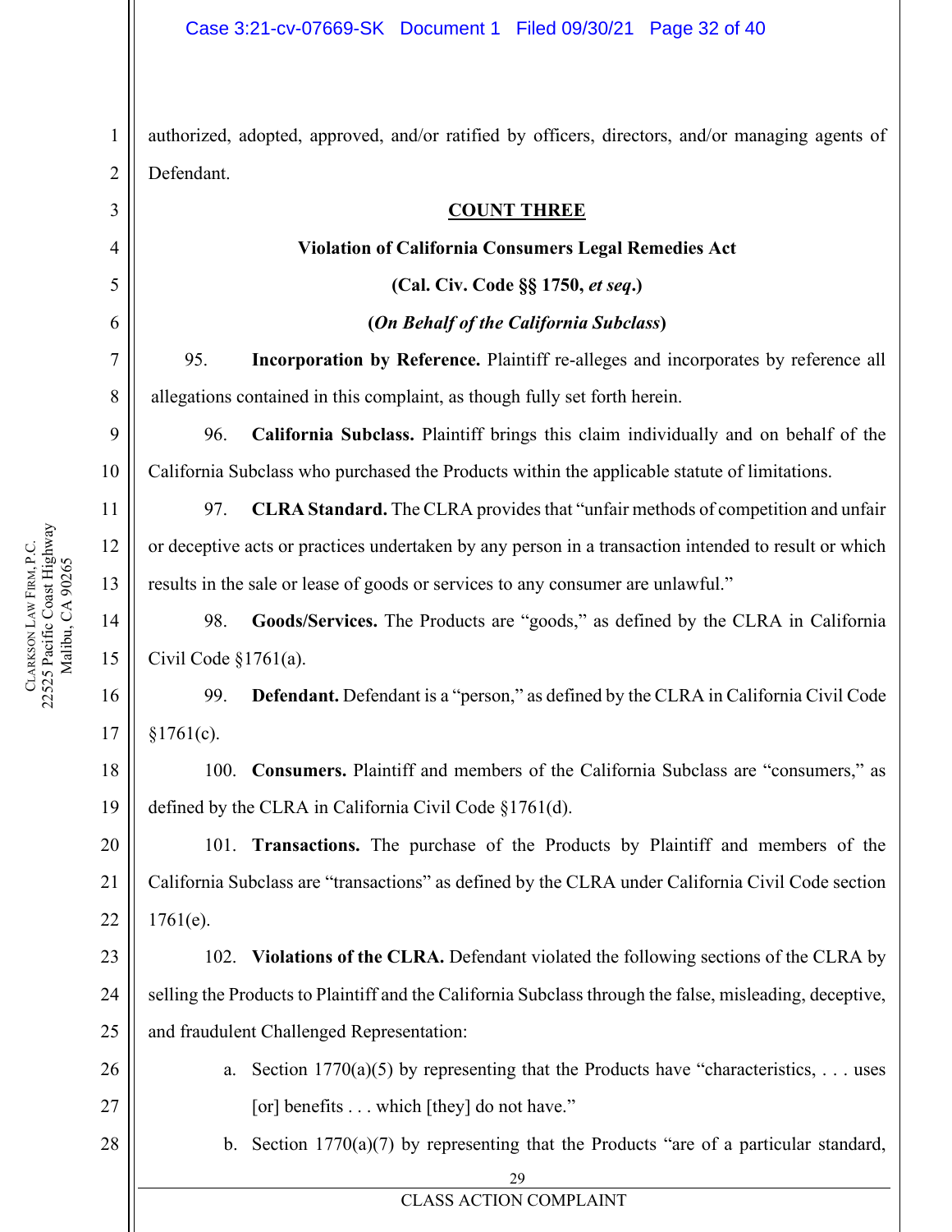authorized, adopted, approved, and/or ratified by officers, directors, and/or managing agents of Defendant.

## COUNT THREE

### Violation of California Consumers Legal Remedies Act

### (Cal. Civ. Code §§ 1750, *et seq*.)

### (*On Behalf of the California Subclass*)

95. **Incorporation by Reference.** Plaintiff re-alleges and incorporates by reference all allegations contained in this complaint, as though fully set forth herein.

96. **California Subclass.** Plaintiff brings this claim individually and on behalf of the California Subclass who purchased the Products within the applicable statute of limitations.

97. **CLRA Standard.** The CLRA provides that "unfair methods of competition and unfair or deceptive acts or practices undertaken by any person in a transaction intended to result or which results in the sale or lease of goods or services to any consumer are unlawful."

98. **Goods/Services.** The Products are "goods," as defined by the CLRA in California Civil Code §1761(a).

99. **Defendant.** Defendant is a "person," as defined by the CLRA in California Civil Code §1761(c).

100. **Consumers.** Plaintiff and members of the California Subclass are "consumers," as defined by the CLRA in California Civil Code §1761(d).

101. **Transactions.** The purchase of the Products by Plaintiff and members of the California Subclass are "transactions" as defined by the CLRA under California Civil Code section 1761(e).

102. **Violations of the CLRA.** Defendant violated the following sections of the CLRA by selling the Products to Plaintiff and the California Subclass through the false, misleading, deceptive, and fraudulent Challenged Representation:

a. Section 1770(a)(5) by representing that the Products have "characteristics, . . . uses [or] benefits . . . which [they] do not have."

b. Section 1770(a)(7) by representing that the Products "are of a particular standard,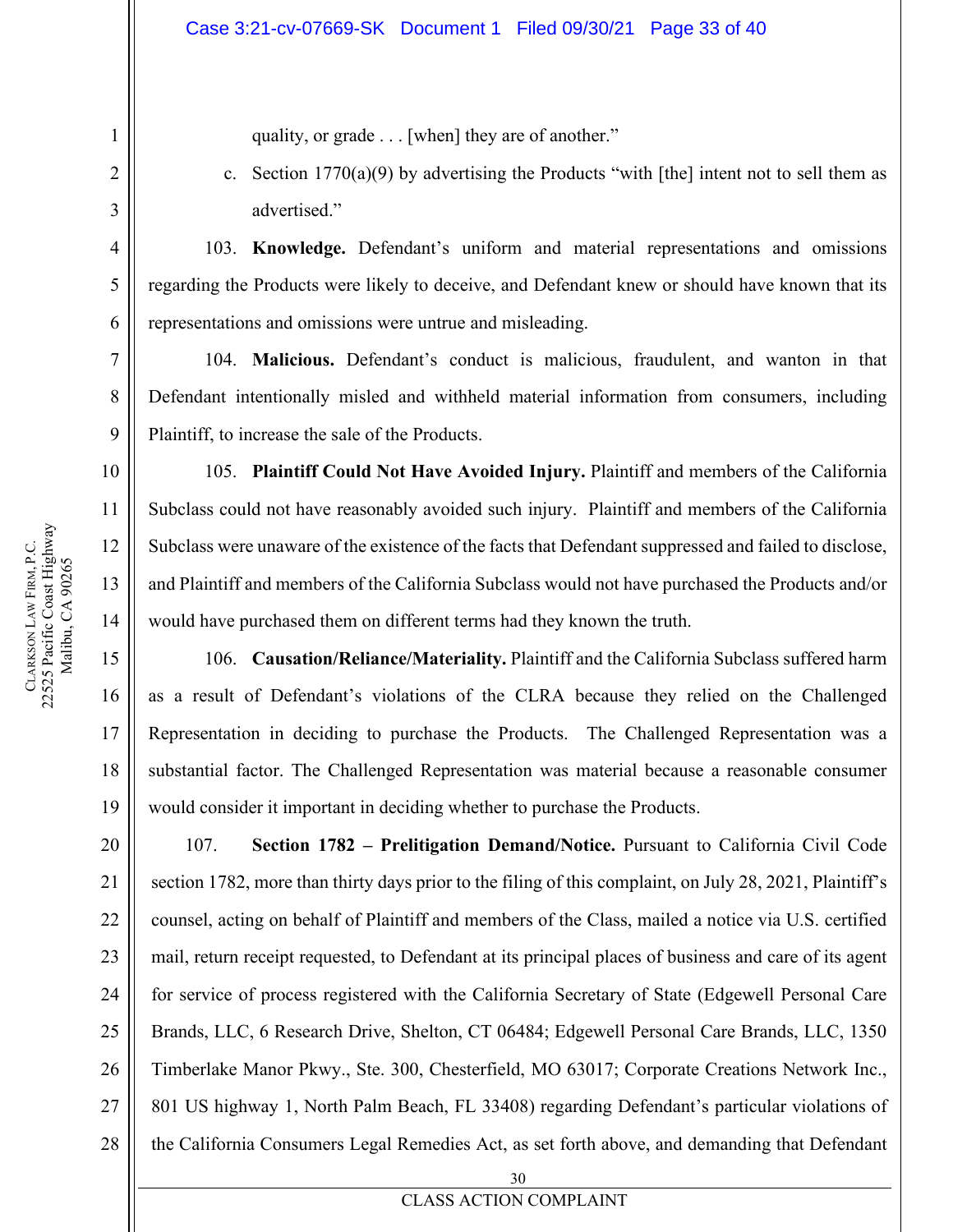quality, or grade . . . [when] they are of another."

c. Section 1770(a)(9) by advertising the Products "with [the] intent not to sell them as advertised."

103. **Knowledge.** Defendant's uniform and material representations and omissions regarding the Products were likely to deceive, and Defendant knew or should have known that its representations and omissions were untrue and misleading.

104. **Malicious.** Defendant's conduct is malicious, fraudulent, and wanton in that Defendant intentionally misled and withheld material information from consumers, including Plaintiff, to increase the sale of the Products.

105. **Plaintiff Could Not Have Avoided Injury.** Plaintiff and members of the California Subclass could not have reasonably avoided such injury. Plaintiff and members of the California Subclass were unaware of the existence of the facts that Defendant suppressed and failed to disclose, and Plaintiff and members of the California Subclass would not have purchased the Products and/or would have purchased them on different terms had they known the truth.

106. **Causation/Reliance/Materiality.** Plaintiff and the California Subclass suffered harm as a result of Defendant's violations of the CLRA because they relied on the Challenged Representation in deciding to purchase the Products. The Challenged Representation was a substantial factor. The Challenged Representation was material because a reasonable consumer would consider it important in deciding whether to purchase the Products.

107. **Section 1782 – Prelitigation Demand/Notice.** Pursuant to California Civil Code section 1782, more than thirty days prior to the filing of this complaint, on July 28, 2021, Plaintiff's counsel, acting on behalf of Plaintiff and members of the Class, mailed a notice via U.S. certified mail, return receipt requested, to Defendant at its principal places of business and care of its agent for service of process registered with the California Secretary of State (Edgewell Personal Care Brands, LLC, 6 Research Drive, Shelton, CT 06484; Edgewell Personal Care Brands, LLC, 1350 Timberlake Manor Pkwy., Ste. 300, Chesterfield, MO 63017; Corporate Creations Network Inc., 801 US highway 1, North Palm Beach, FL 33408) regarding Defendant's particular violations of the California Consumers Legal Remedies Act, as set forth above, and demanding that Defendant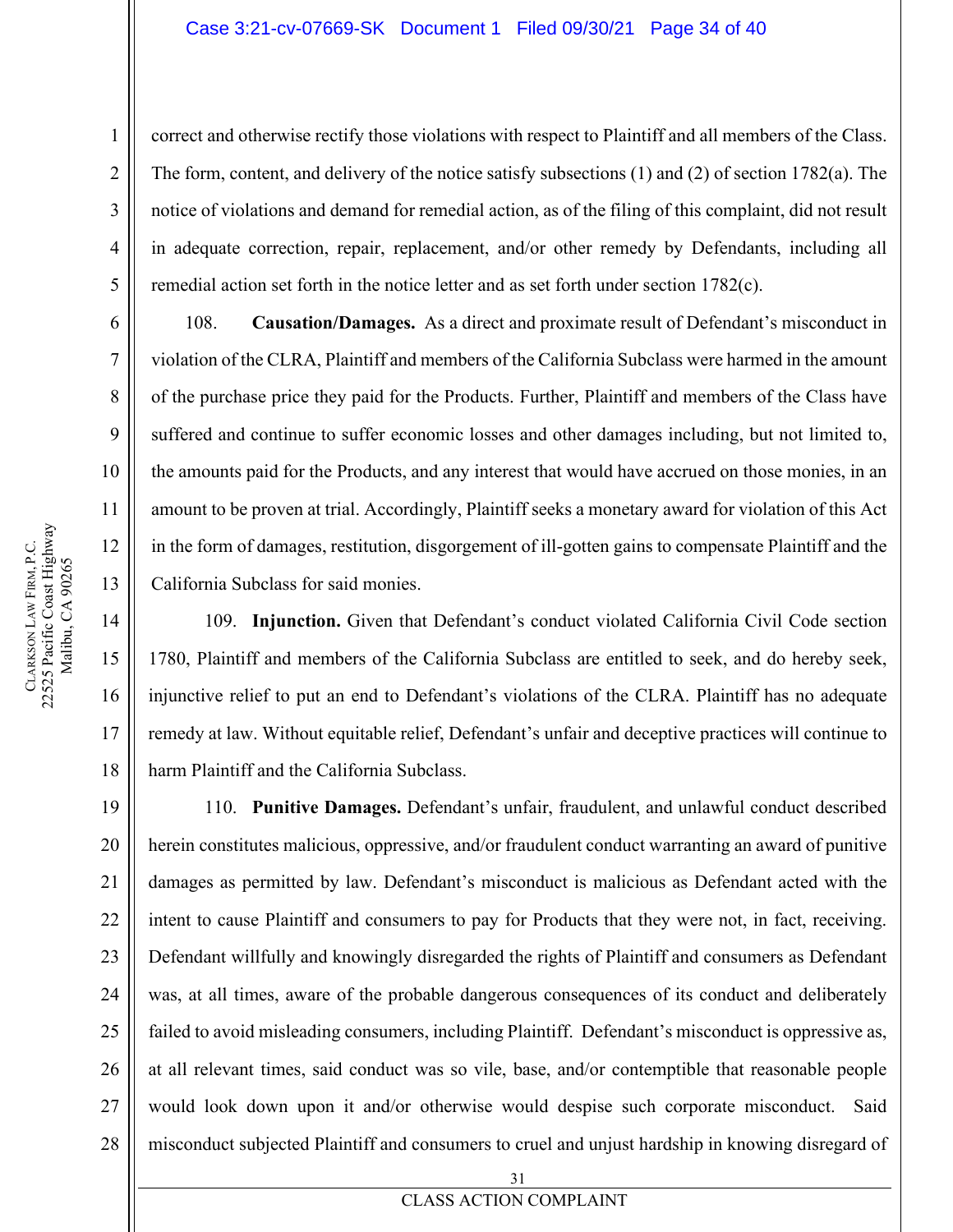correct and otherwise rectify those violations with respect to Plaintiff and all members of the Class. The form, content, and delivery of the notice satisfy subsections (1) and (2) of section 1782(a). The notice of violations and demand for remedial action, as of the filing of this complaint, did not result in adequate correction, repair, replacement, and/or other remedy by Defendants, including all remedial action set forth in the notice letter and as set forth under section 1782(c).

108. **Causation/Damages.** As a direct and proximate result of Defendant's misconduct in violation of the CLRA, Plaintiff and members of the California Subclass were harmed in the amount of the purchase price they paid for the Products. Further, Plaintiff and members of the Class have suffered and continue to suffer economic losses and other damages including, but not limited to, the amounts paid for the Products, and any interest that would have accrued on those monies, in an amount to be proven at trial. Accordingly, Plaintiff seeks a monetary award for violation of this Act in the form of damages, restitution, disgorgement of ill-gotten gains to compensate Plaintiff and the California Subclass for said monies.

109. **Injunction.** Given that Defendant's conduct violated California Civil Code section 1780, Plaintiff and members of the California Subclass are entitled to seek, and do hereby seek, injunctive relief to put an end to Defendant's violations of the CLRA. Plaintiff has no adequate remedy at law. Without equitable relief, Defendant's unfair and deceptive practices will continue to harm Plaintiff and the California Subclass.

110. **Punitive Damages.** Defendant's unfair, fraudulent, and unlawful conduct described herein constitutes malicious, oppressive, and/or fraudulent conduct warranting an award of punitive damages as permitted by law. Defendant's misconduct is malicious as Defendant acted with the intent to cause Plaintiff and consumers to pay for Products that they were not, in fact, receiving. Defendant willfully and knowingly disregarded the rights of Plaintiff and consumers as Defendant was, at all times, aware of the probable dangerous consequences of its conduct and deliberately failed to avoid misleading consumers, including Plaintiff. Defendant's misconduct is oppressive as, at all relevant times, said conduct was so vile, base, and/or contemptible that reasonable people would look down upon it and/or otherwise would despise such corporate misconduct. Said misconduct subjected Plaintiff and consumers to cruel and unjust hardship in knowing disregard of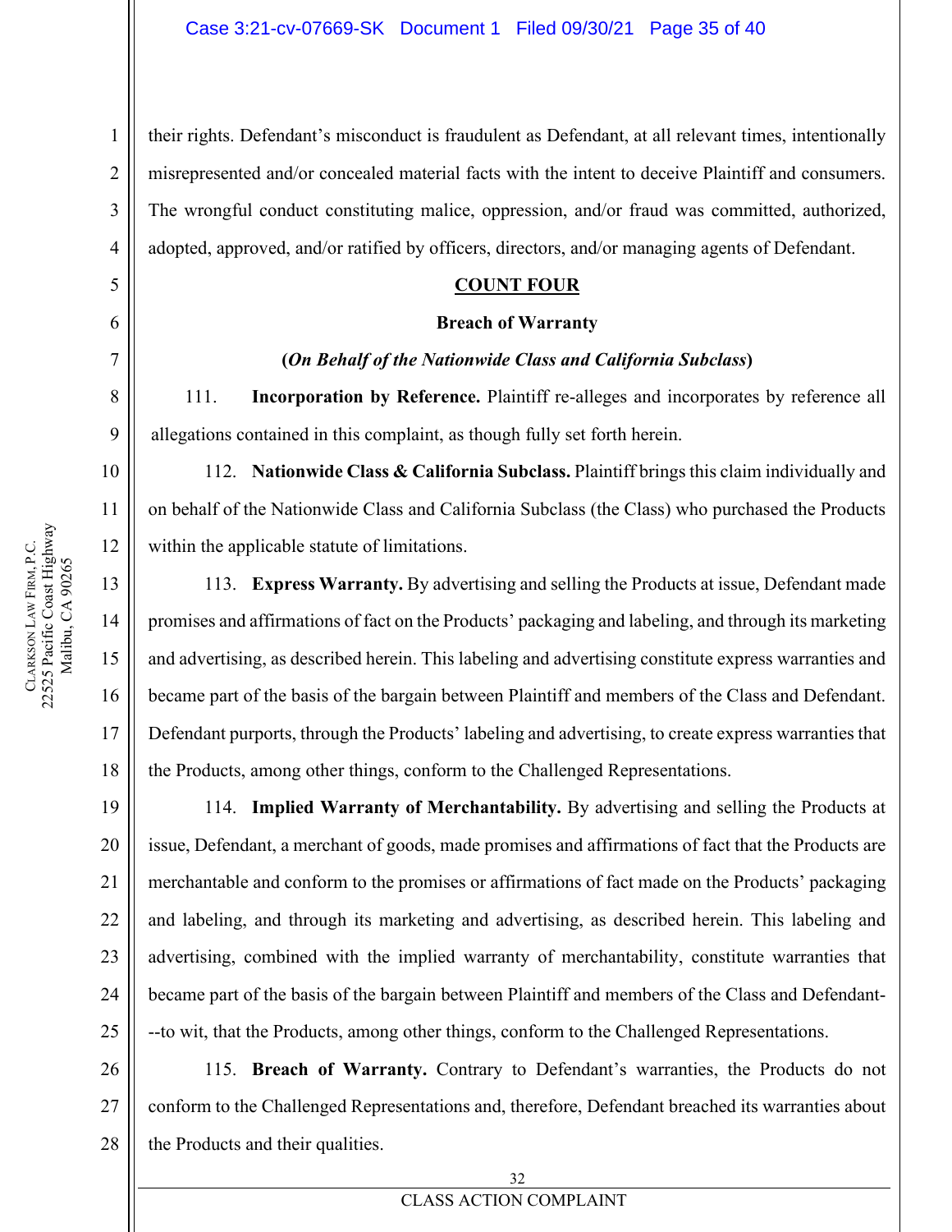their rights. Defendant's misconduct is fraudulent as Defendant, at all relevant times, intentionally misrepresented and/or concealed material facts with the intent to deceive Plaintiff and consumers. The wrongful conduct constituting malice, oppression, and/or fraud was committed, authorized, adopted, approved, and/or ratified by officers, directors, and/or managing agents of Defendant.

## COUNT FOUR

### Breach of Warranty

**(*On Behalf of the Nationwide Class and California Subclass*)**

111. **Incorporation by Reference.** Plaintiff re-alleges and incorporates by reference all allegations contained in this complaint, as though fully set forth herein.

112. **Nationwide Class & California Subclass.** Plaintiff brings this claim individually and on behalf of the Nationwide Class and California Subclass (the Class) who purchased the Products within the applicable statute of limitations.

113. **Express Warranty.** By advertising and selling the Products at issue, Defendant made promises and affirmations of fact on the Products' packaging and labeling, and through its marketing and advertising, as described herein. This labeling and advertising constitute express warranties and became part of the basis of the bargain between Plaintiff and members of the Class and Defendant. Defendant purports, through the Products' labeling and advertising, to create express warranties that the Products, among other things, conform to the Challenged Representations.

114. **Implied Warranty of Merchantability.** By advertising and selling the Products at issue, Defendant, a merchant of goods, made promises and affirmations of fact that the Products are merchantable and conform to the promises or affirmations of fact made on the Products' packaging and labeling, and through its marketing and advertising, as described herein. This labeling and advertising, combined with the implied warranty of merchantability, constitute warranties that became part of the basis of the bargain between Plaintiff and members of the Class and Defendant---to wit, that the Products, among other things, conform to the Challenged Representations.

115. **Breach of Warranty.** Contrary to Defendant's warranties, the Products do not conform to the Challenged Representations and, therefore, Defendant breached its warranties about the Products and their qualities.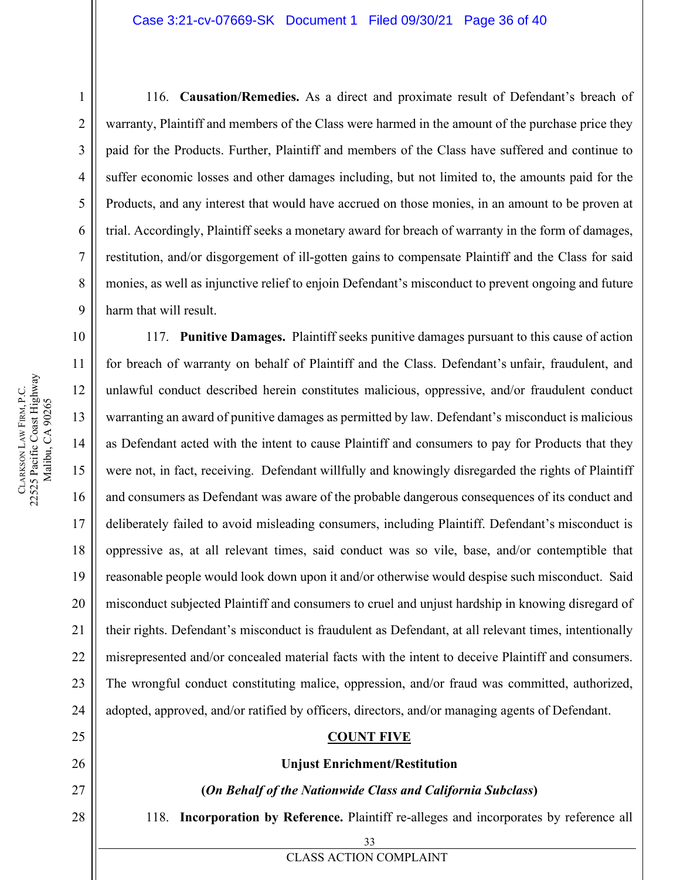116. **Causation/Remedies.** As a direct and proximate result of Defendant's breach of warranty, Plaintiff and members of the Class were harmed in the amount of the purchase price they paid for the Products. Further, Plaintiff and members of the Class have suffered and continue to suffer economic losses and other damages including, but not limited to, the amounts paid for the Products, and any interest that would have accrued on those monies, in an amount to be proven at trial. Accordingly, Plaintiff seeks a monetary award for breach of warranty in the form of damages, restitution, and/or disgorgement of ill-gotten gains to compensate Plaintiff and the Class for said monies, as well as injunctive relief to enjoin Defendant's misconduct to prevent ongoing and future harm that will result.

117. **Punitive Damages.** Plaintiff seeks punitive damages pursuant to this cause of action for breach of warranty on behalf of Plaintiff and the Class. Defendant's unfair, fraudulent, and unlawful conduct described herein constitutes malicious, oppressive, and/or fraudulent conduct warranting an award of punitive damages as permitted by law. Defendant's misconduct is malicious as Defendant acted with the intent to cause Plaintiff and consumers to pay for Products that they were not, in fact, receiving. Defendant willfully and knowingly disregarded the rights of Plaintiff and consumers as Defendant was aware of the probable dangerous consequences of its conduct and deliberately failed to avoid misleading consumers, including Plaintiff. Defendant's misconduct is oppressive as, at all relevant times, said conduct was so vile, base, and/or contemptible that reasonable people would look down upon it and/or otherwise would despise such misconduct. Said misconduct subjected Plaintiff and consumers to cruel and unjust hardship in knowing disregard of their rights. Defendant's misconduct is fraudulent as Defendant, at all relevant times, intentionally misrepresented and/or concealed material facts with the intent to deceive Plaintiff and consumers. The wrongful conduct constituting malice, oppression, and/or fraud was committed, authorized, adopted, approved, and/or ratified by officers, directors, and/or managing agents of Defendant.

## COUNT FIVE

### Unjust Enrichment/Restitution

**(*On Behalf of the Nationwide Class and California Subclass*)**

118. **Incorporation by Reference.** Plaintiff re-alleges and incorporates by reference all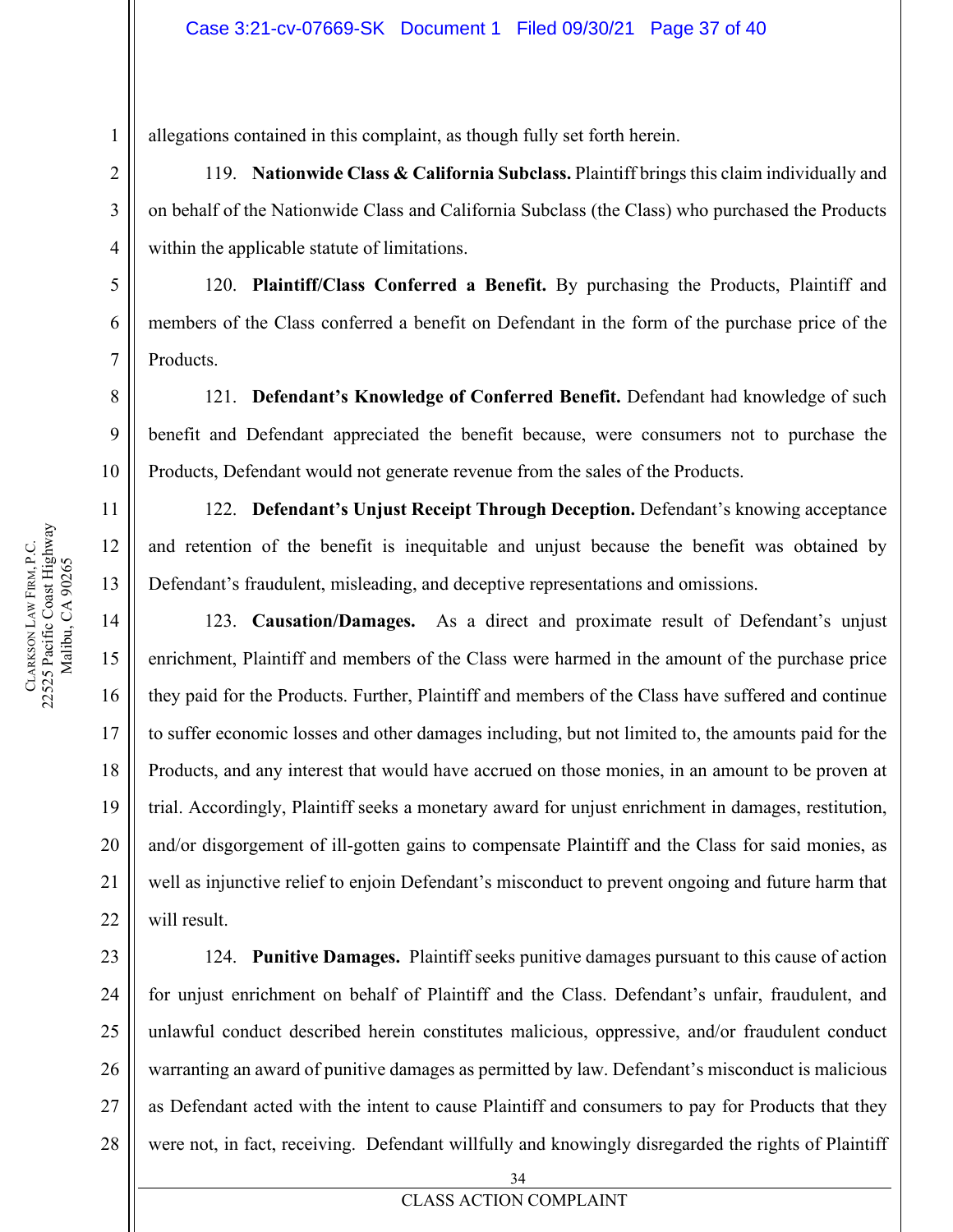allegations contained in this complaint, as though fully set forth herein.

119. **Nationwide Class & California Subclass.** Plaintiff brings this claim individually and on behalf of the Nationwide Class and California Subclass (the Class) who purchased the Products within the applicable statute of limitations.

120. **Plaintiff/Class Conferred a Benefit.** By purchasing the Products, Plaintiff and members of the Class conferred a benefit on Defendant in the form of the purchase price of the Products.

121. **Defendant's Knowledge of Conferred Benefit.** Defendant had knowledge of such benefit and Defendant appreciated the benefit because, were consumers not to purchase the Products, Defendant would not generate revenue from the sales of the Products.

122. **Defendant's Unjust Receipt Through Deception.** Defendant's knowing acceptance and retention of the benefit is inequitable and unjust because the benefit was obtained by Defendant's fraudulent, misleading, and deceptive representations and omissions.

123. **Causation/Damages.** As a direct and proximate result of Defendant's unjust enrichment, Plaintiff and members of the Class were harmed in the amount of the purchase price they paid for the Products. Further, Plaintiff and members of the Class have suffered and continue to suffer economic losses and other damages including, but not limited to, the amounts paid for the Products, and any interest that would have accrued on those monies, in an amount to be proven at trial. Accordingly, Plaintiff seeks a monetary award for unjust enrichment in damages, restitution, and/or disgorgement of ill-gotten gains to compensate Plaintiff and the Class for said monies, as well as injunctive relief to enjoin Defendant's misconduct to prevent ongoing and future harm that will result.

124. **Punitive Damages.** Plaintiff seeks punitive damages pursuant to this cause of action for unjust enrichment on behalf of Plaintiff and the Class. Defendant's unfair, fraudulent, and unlawful conduct described herein constitutes malicious, oppressive, and/or fraudulent conduct warranting an award of punitive damages as permitted by law. Defendant's misconduct is malicious as Defendant acted with the intent to cause Plaintiff and consumers to pay for Products that they were not, in fact, receiving. Defendant willfully and knowingly disregarded the rights of Plaintiff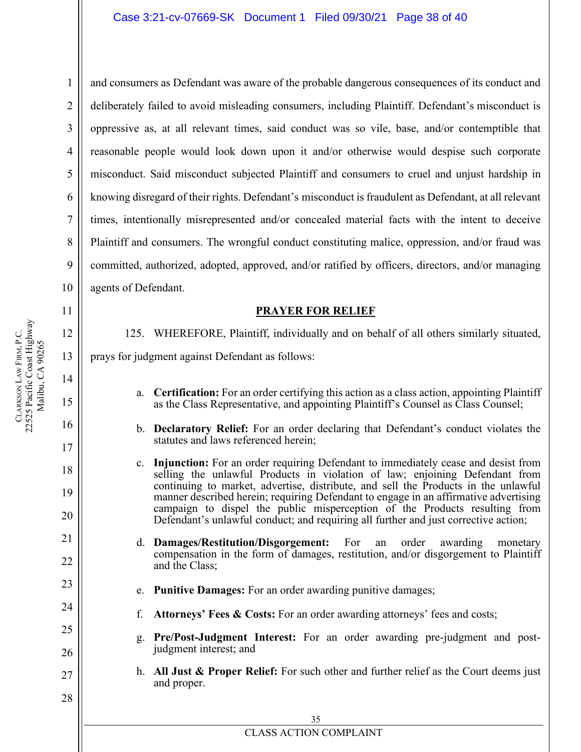and consumers as Defendant was aware of the probable dangerous consequences of its conduct and deliberately failed to avoid misleading consumers, including Plaintiff. Defendant's misconduct is oppressive as, at all relevant times, said conduct was so vile, base, and/or contemptible that reasonable people would look down upon it and/or otherwise would despise such corporate misconduct. Said misconduct subjected Plaintiff and consumers to cruel and unjust hardship in knowing disregard of their rights. Defendant's misconduct is fraudulent as Defendant, at all relevant times, intentionally misrepresented and/or concealed material facts with the intent to deceive Plaintiff and consumers. The wrongful conduct constituting malice, oppression, and/or fraud was committed, authorized, adopted, approved, and/or ratified by officers, directors, and/or managing agents of Defendant.

## PRAYER FOR RELIEF

125. WHEREFORE, Plaintiff, individually and on behalf of all others similarly situated, prays for judgment against Defendant as follows:

a. **Certification:** For an order certifying this action as a class action, appointing Plaintiff as the Class Representative, and appointing Plaintiff's Counsel as Class Counsel;

b. **Declaratory Relief:** For an order declaring that Defendant's conduct violates the statutes and laws referenced herein;

c. **Injunction:** For an order requiring Defendant to immediately cease and desist from selling the unlawful Products in violation of law; enjoining Defendant from continuing to market, advertise, distribute, and sell the Products in the unlawful manner described herein; requiring Defendant to engage in an affirmative advertising campaign to dispel the public misperception of the Products resulting from Defendant's unlawful conduct; and requiring all further and just corrective action;

d. **Damages/Restitution/Disgorgement:** For an order awarding monetary compensation in the form of damages, restitution, and/or disgorgement to Plaintiff and the Class;

e. **Punitive Damages:** For an order awarding punitive damages;

f. **Attorneys' Fees & Costs:** For an order awarding attorneys' fees and costs;

g. **Pre/Post-Judgment Interest:** For an order awarding pre-judgment and post-judgment interest; and

h. **All Just & Proper Relief:** For such other and further relief as the Court deems just and proper.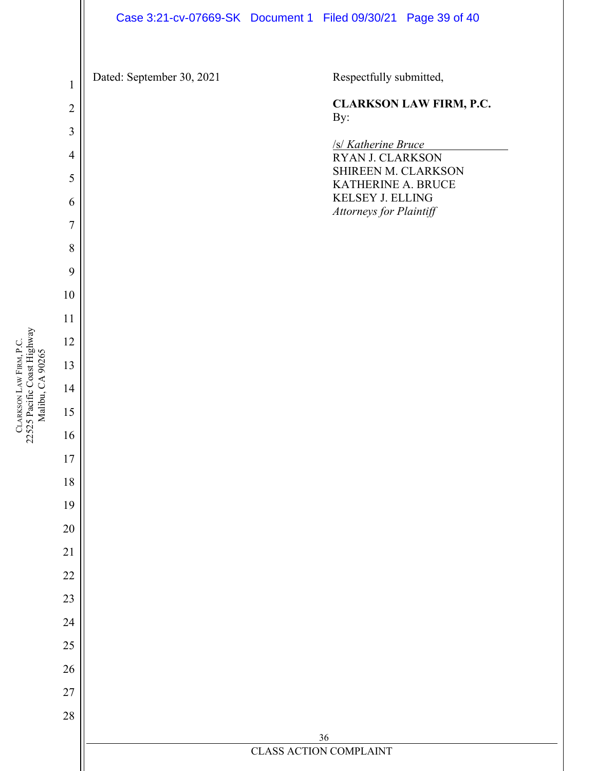Dated: September 30, 2021

Respectfully submitted,

**CLARKSON LAW FIRM, P.C.**
By:

/s/ *Katherine Bruce*
RYAN J. CLARKSON
SHIREEN M. CLARKSON
KATHERINE A. BRUCE
KELSEY J. ELLING
*Attorneys for Plaintiff*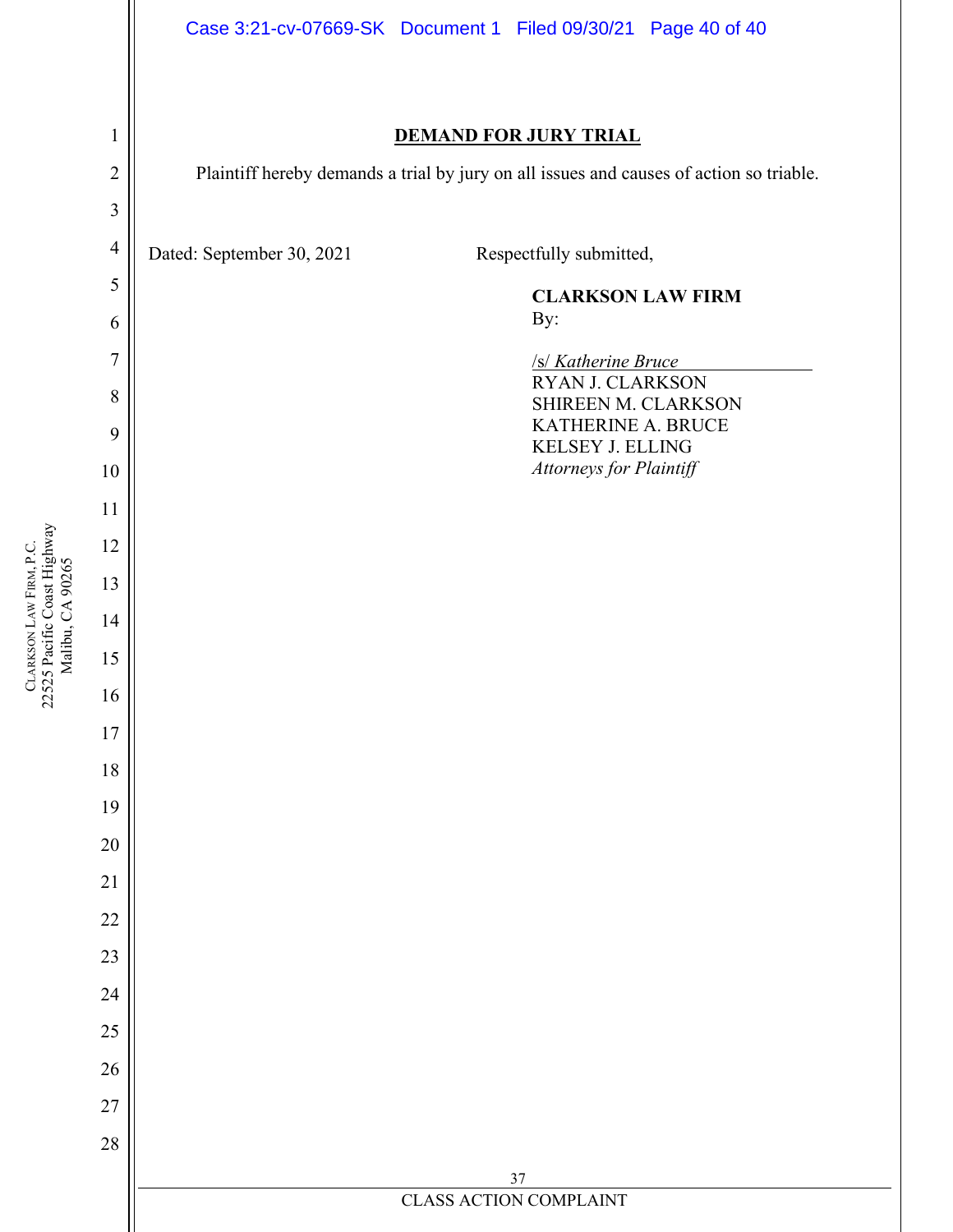## DEMAND FOR JURY TRIAL

Plaintiff hereby demands a trial by jury on all issues and causes of action so triable.

Dated: September 30, 2021

Respectfully submitted,

**CLARKSON LAW FIRM**
By:

/s/ *Katherine Bruce*
RYAN J. CLARKSON
SHIREEN M. CLARKSON
KATHERINE A. BRUCE
KELSEY J. ELLING
*Attorneys for Plaintiff*